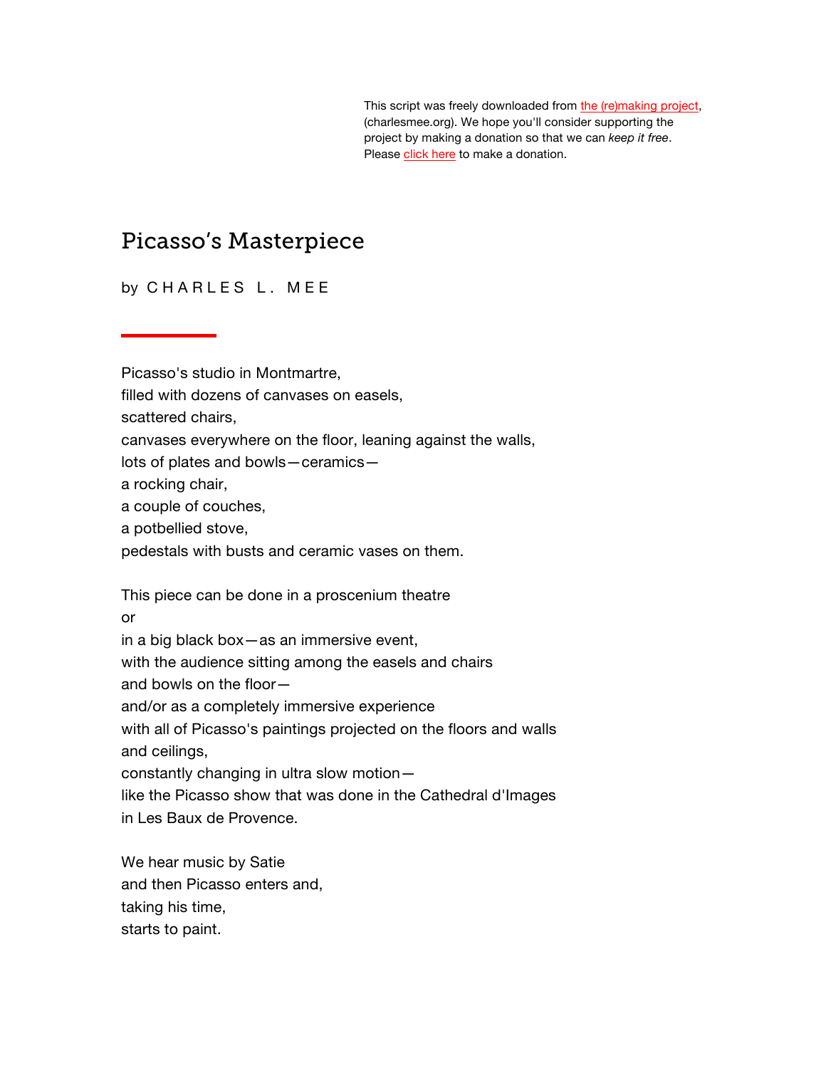This script was freely downloaded from the (re)making project, (charlesmee.org). We hope you'll consider supporting the project by making a donation so that we can *keep it free*. Please click here to make a donation.

# Picasso's Masterpiece

by C H A R L E S  L .  M E E

---

Picasso's studio in Montmartre,  
filled with dozens of canvases on easels,  
scattered chairs,  
canvases everywhere on the floor, leaning against the walls,  
lots of plates and bowls—ceramics—  
a rocking chair,  
a couple of couches,  
a potbellied stove,  
pedestals with busts and ceramic vases on them.

This piece can be done in a proscenium theatre  
or  
in a big black box—as an immersive event,  
with the audience sitting among the easels and chairs  
and bowls on the floor—  
and/or as a completely immersive experience  
with all of Picasso's paintings projected on the floors and walls  
and ceilings,  
constantly changing in ultra slow motion—  
like the Picasso show that was done in the Cathedral d'Images  
in Les Baux de Provence.

We hear music by Satie  
and then Picasso enters and,  
taking his time,  
starts to paint.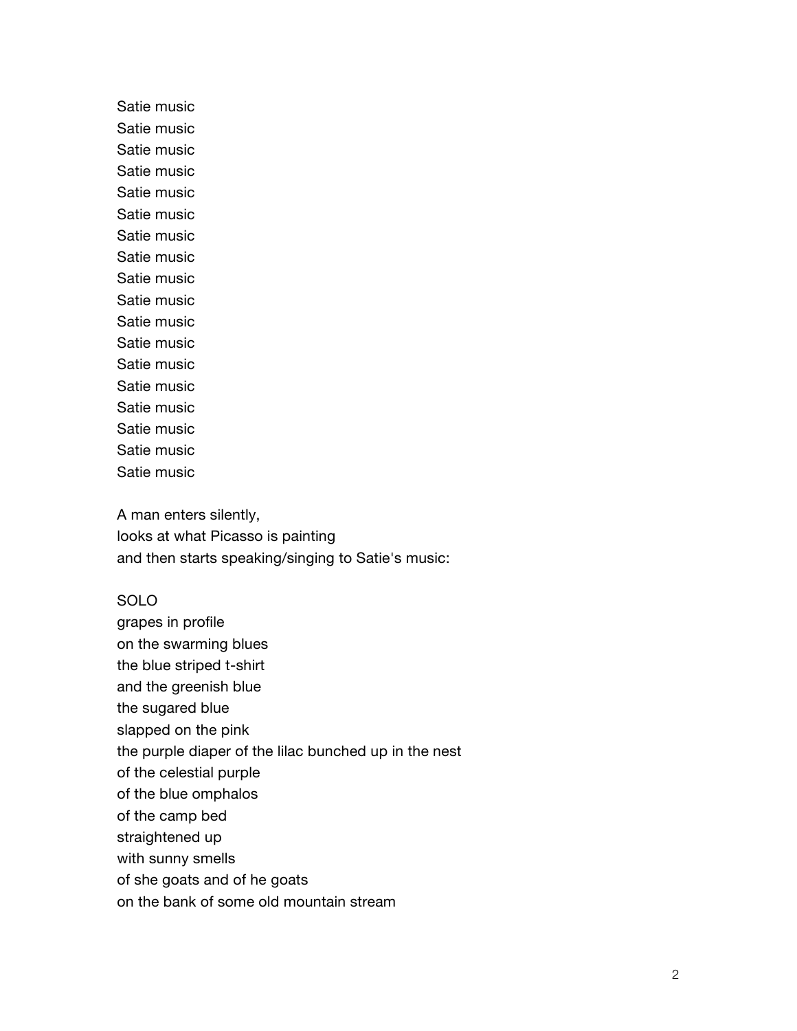Satie music  
Satie music  
Satie music  
Satie music  
Satie music  
Satie music  
Satie music  
Satie music  
Satie music  
Satie music  
Satie music  
Satie music  
Satie music  
Satie music  
Satie music  
Satie music  
Satie music  
Satie music

A man enters silently,  
looks at what Picasso is painting  
and then starts speaking/singing to Satie's music:

SOLO  
grapes in profile  
on the swarming blues  
the blue striped t-shirt  
and the greenish blue  
the sugared blue  
slapped on the pink  
the purple diaper of the lilac bunched up in the nest  
of the celestial purple  
of the blue omphalos  
of the camp bed  
straightened up  
with sunny smells  
of she goats and of he goats  
on the bank of some old mountain stream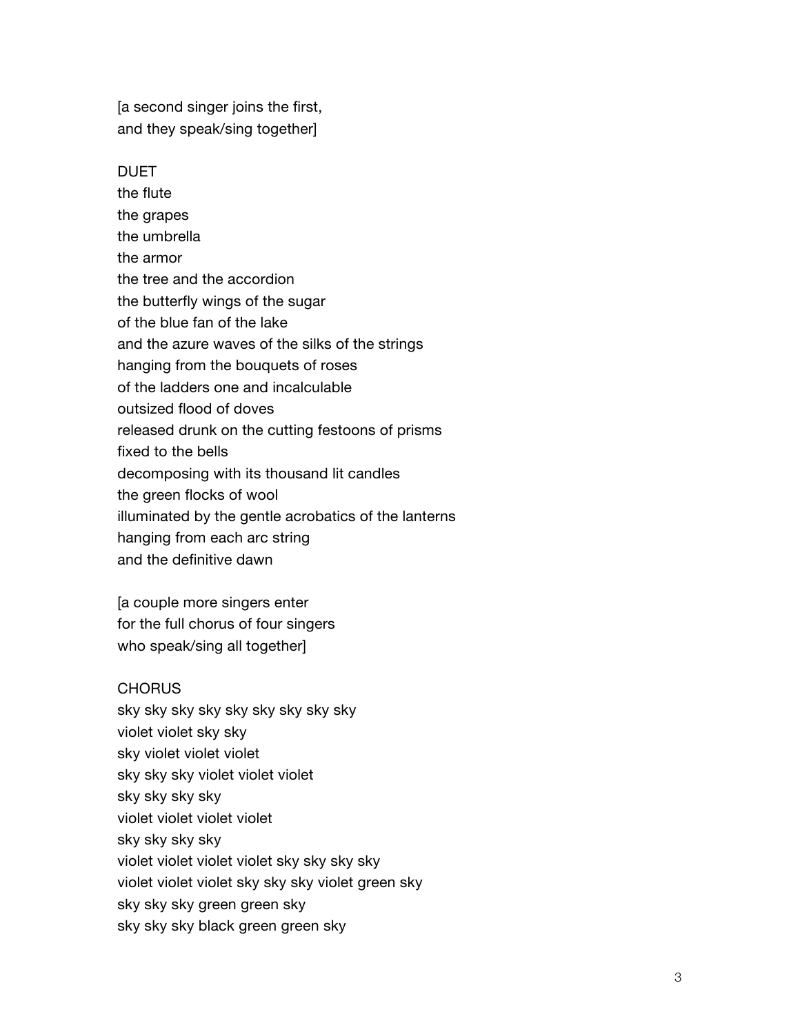[a second singer joins the first,
and they speak/sing together]

DUET
the flute
the grapes
the umbrella
the armor
the tree and the accordion
the butterfly wings of the sugar
of the blue fan of the lake
and the azure waves of the silks of the strings
hanging from the bouquets of roses
of the ladders one and incalculable
outsized flood of doves
released drunk on the cutting festoons of prisms
fixed to the bells
decomposing with its thousand lit candles
the green flocks of wool
illuminated by the gentle acrobatics of the lanterns
hanging from each arc string
and the definitive dawn

[a couple more singers enter
for the full chorus of four singers
who speak/sing all together]

CHORUS
sky sky sky sky sky sky sky sky sky
violet violet sky sky
sky violet violet violet
sky sky sky violet violet violet
sky sky sky sky
violet violet violet violet
sky sky sky sky
violet violet violet violet sky sky sky sky
violet violet violet sky sky sky violet green sky
sky sky sky green green sky
sky sky sky black green green sky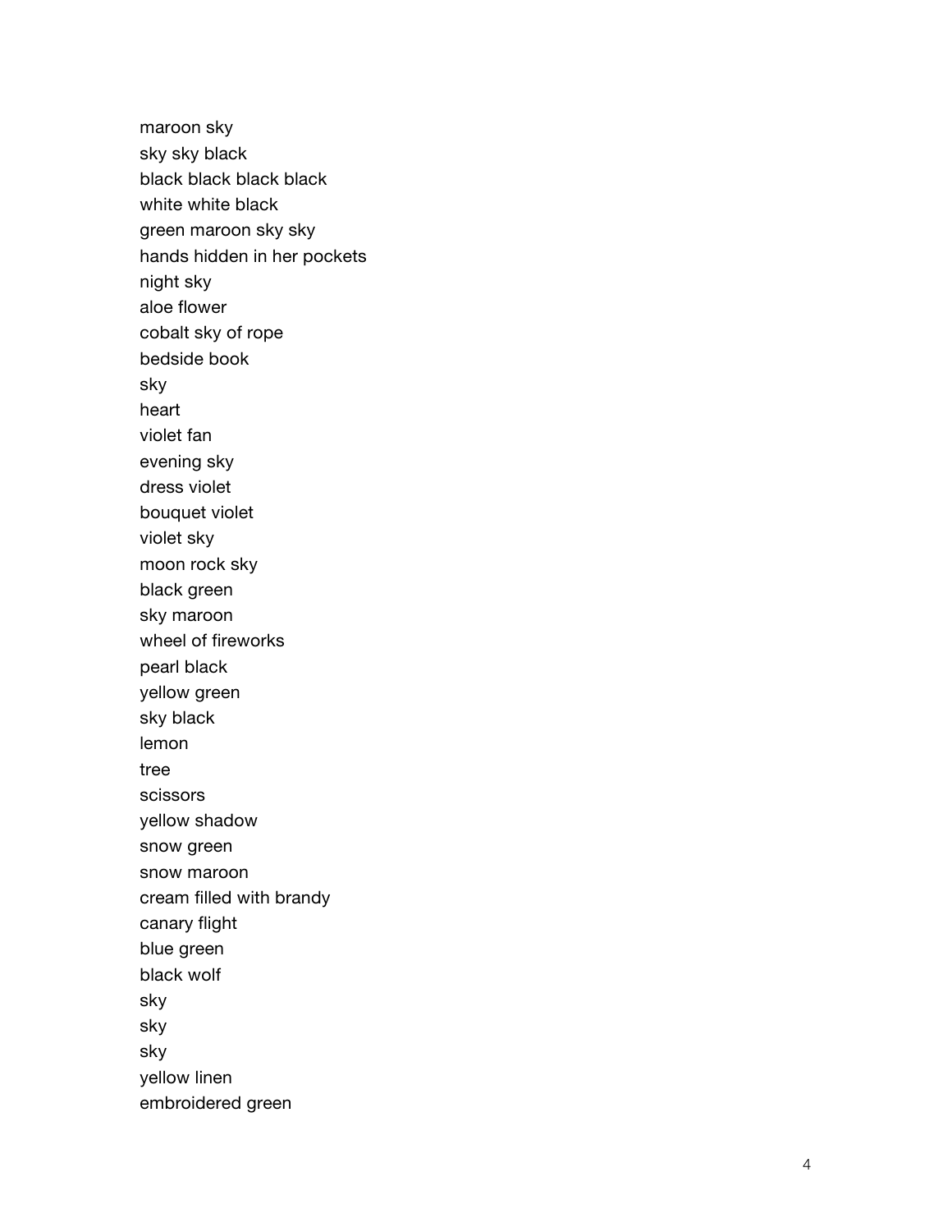maroon sky
sky sky black
black black black black
white white black
green maroon sky sky
hands hidden in her pockets
night sky
aloe flower
cobalt sky of rope
bedside book
sky
heart
violet fan
evening sky
dress violet
bouquet violet
violet sky
moon rock sky
black green
sky maroon
wheel of fireworks
pearl black
yellow green
sky black
lemon
tree
scissors
yellow shadow
snow green
snow maroon
cream filled with brandy
canary flight
blue green
black wolf
sky
sky
sky
yellow linen
embroidered green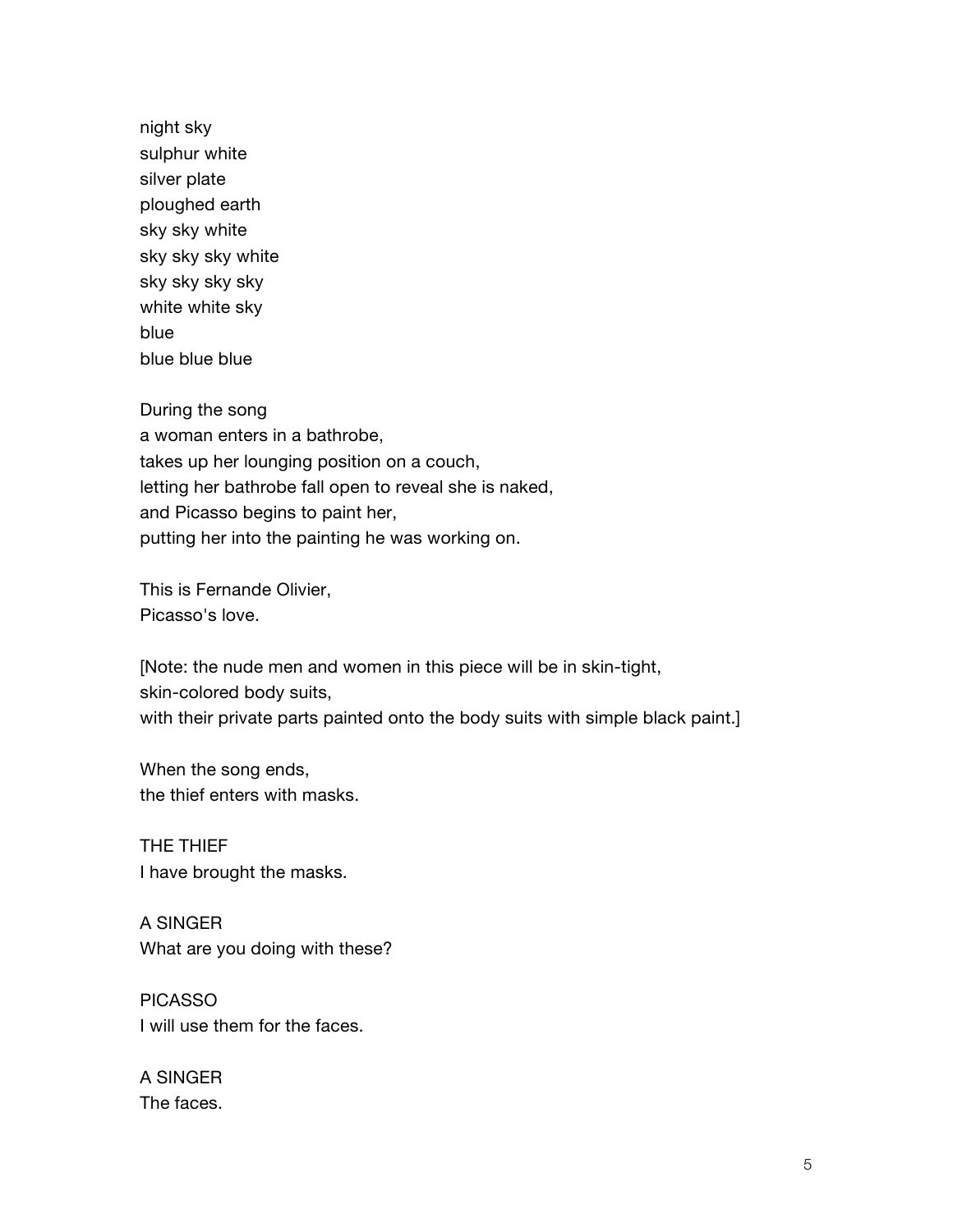night sky
sulphur white
silver plate
ploughed earth
sky sky white
sky sky sky white
sky sky sky sky
white white sky
blue
blue blue blue

During the song
a woman enters in a bathrobe,
takes up her lounging position on a couch,
letting her bathrobe fall open to reveal she is naked,
and Picasso begins to paint her,
putting her into the painting he was working on.

This is Fernande Olivier,
Picasso's love.

[Note: the nude men and women in this piece will be in skin-tight,
skin-colored body suits,
with their private parts painted onto the body suits with simple black paint.]

When the song ends,
the thief enters with masks.

THE THIEF
I have brought the masks.

A SINGER
What are you doing with these?

PICASSO
I will use them for the faces.

A SINGER
The faces.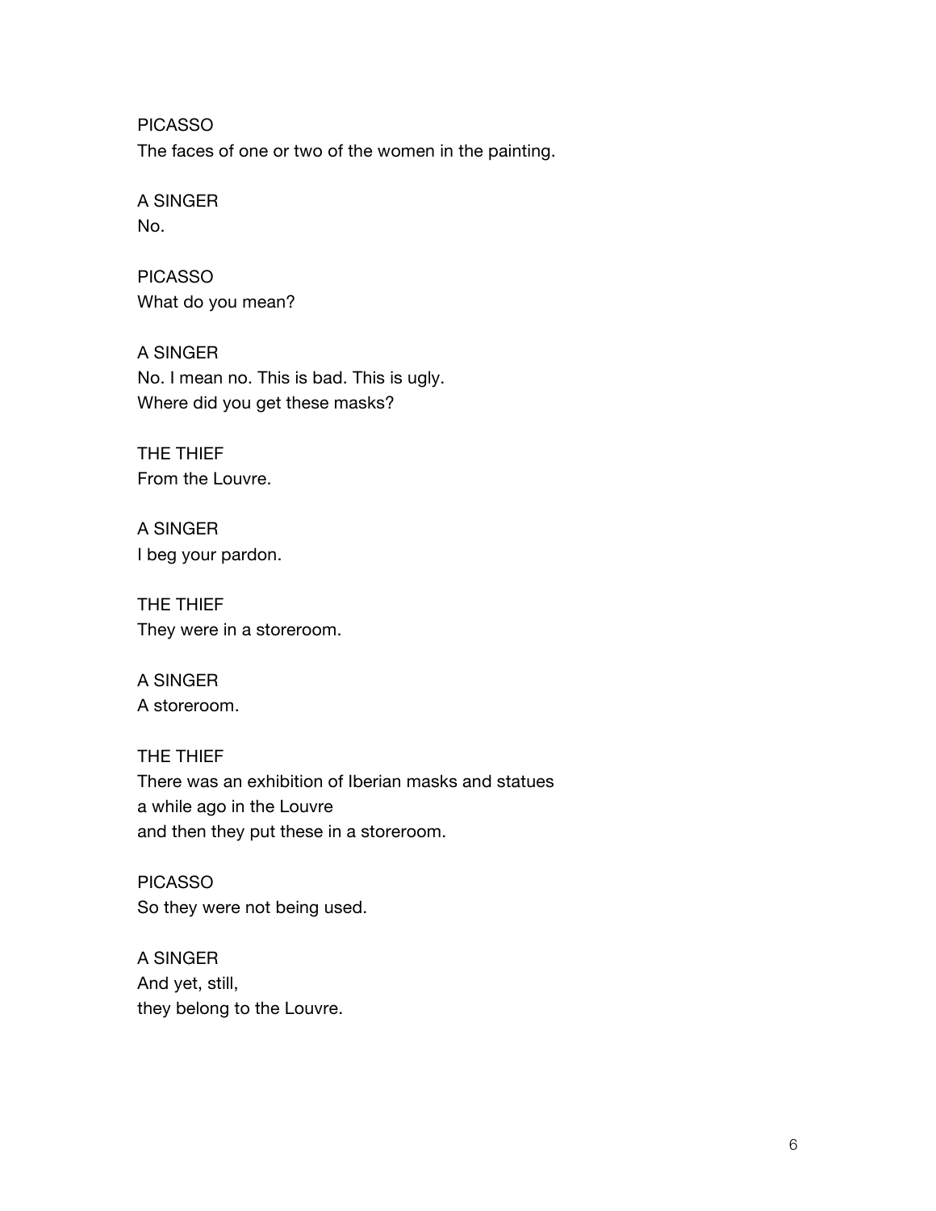PICASSO
The faces of one or two of the women in the painting.

A SINGER
No.

PICASSO
What do you mean?

A SINGER
No. I mean no. This is bad. This is ugly.
Where did you get these masks?

THE THIEF
From the Louvre.

A SINGER
I beg your pardon.

THE THIEF
They were in a storeroom.

A SINGER
A storeroom.

THE THIEF
There was an exhibition of Iberian masks and statues
a while ago in the Louvre
and then they put these in a storeroom.

PICASSO
So they were not being used.

A SINGER
And yet, still,
they belong to the Louvre.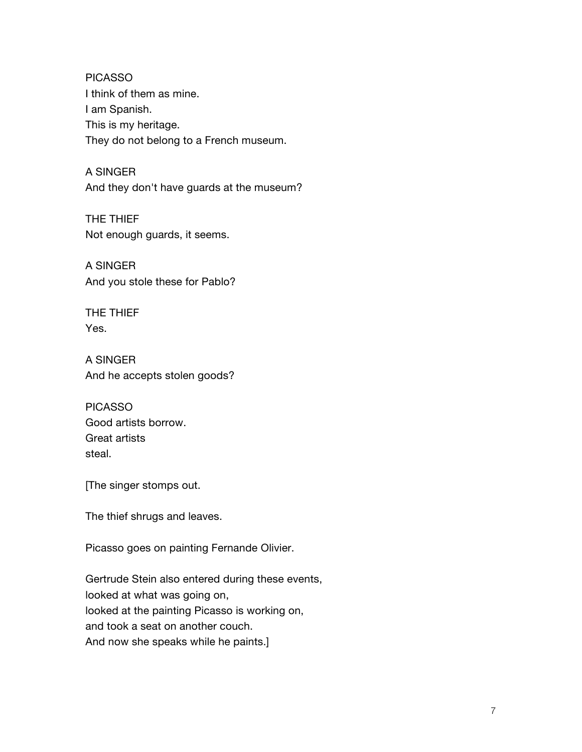PICASSO
I think of them as mine.
I am Spanish.
This is my heritage.
They do not belong to a French museum.

A SINGER
And they don't have guards at the museum?

THE THIEF
Not enough guards, it seems.

A SINGER
And you stole these for Pablo?

THE THIEF
Yes.

A SINGER
And he accepts stolen goods?

PICASSO
Good artists borrow.
Great artists
steal.

[The singer stomps out.

The thief shrugs and leaves.

Picasso goes on painting Fernande Olivier.

Gertrude Stein also entered during these events,
looked at what was going on,
looked at the painting Picasso is working on,
and took a seat on another couch.
And now she speaks while he paints.]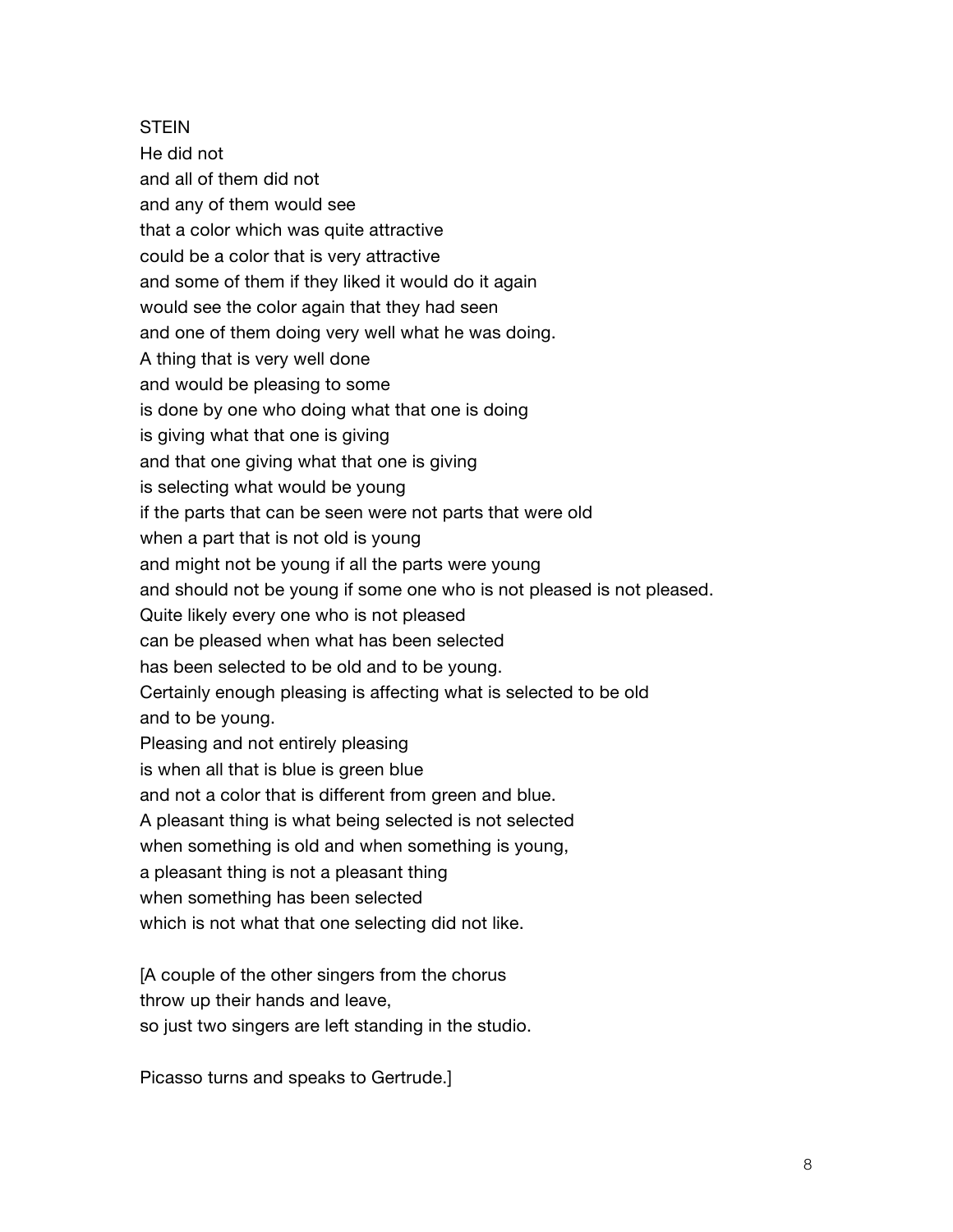STEIN
He did not
and all of them did not
and any of them would see
that a color which was quite attractive
could be a color that is very attractive
and some of them if they liked it would do it again
would see the color again that they had seen
and one of them doing very well what he was doing.
A thing that is very well done
and would be pleasing to some
is done by one who doing what that one is doing
is giving what that one is giving
and that one giving what that one is giving
is selecting what would be young
if the parts that can be seen were not parts that were old
when a part that is not old is young
and might not be young if all the parts were young
and should not be young if some one who is not pleased is not pleased.
Quite likely every one who is not pleased
can be pleased when what has been selected
has been selected to be old and to be young.
Certainly enough pleasing is affecting what is selected to be old
and to be young.
Pleasing and not entirely pleasing
is when all that is blue is green blue
and not a color that is different from green and blue.
A pleasant thing is what being selected is not selected
when something is old and when something is young,
a pleasant thing is not a pleasant thing
when something has been selected
which is not what that one selecting did not like.

[A couple of the other singers from the chorus
throw up their hands and leave,
so just two singers are left standing in the studio.

Picasso turns and speaks to Gertrude.]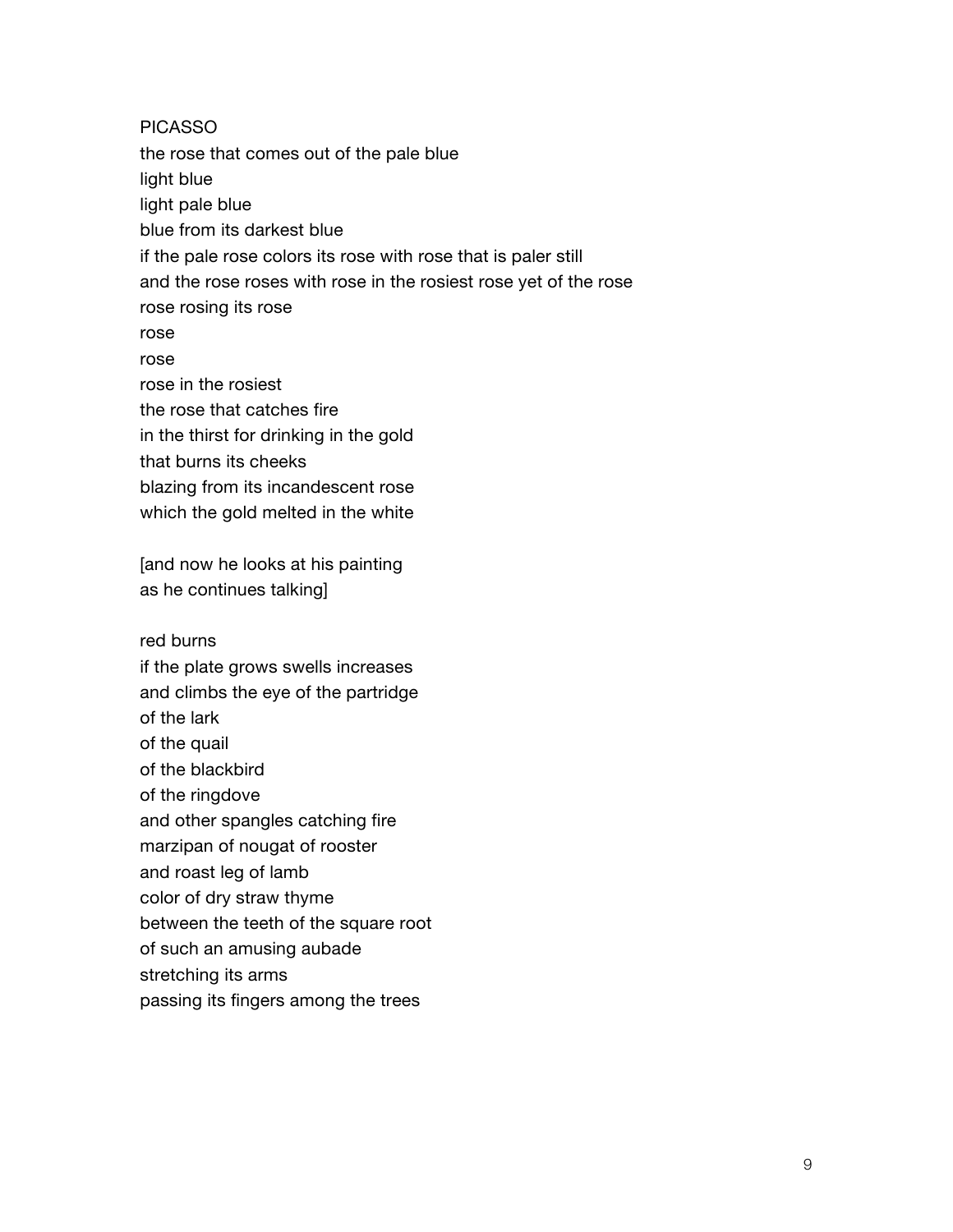PICASSO

the rose that comes out of the pale blue  
light blue  
light pale blue  
blue from its darkest blue  
if the pale rose colors its rose with rose that is paler still  
and the rose roses with rose in the rosiest rose yet of the rose  
rose rosing its rose  
rose  
rose  
rose in the rosiest  
the rose that catches fire  
in the thirst for drinking in the gold  
that burns its cheeks  
blazing from its incandescent rose  
which the gold melted in the white

[and now he looks at his painting  
as he continues talking]

red burns  
if the plate grows swells increases  
and climbs the eye of the partridge  
of the lark  
of the quail  
of the blackbird  
of the ringdove  
and other spangles catching fire  
marzipan of nougat of rooster  
and roast leg of lamb  
color of dry straw thyme  
between the teeth of the square root  
of such an amusing aubade  
stretching its arms  
passing its fingers among the trees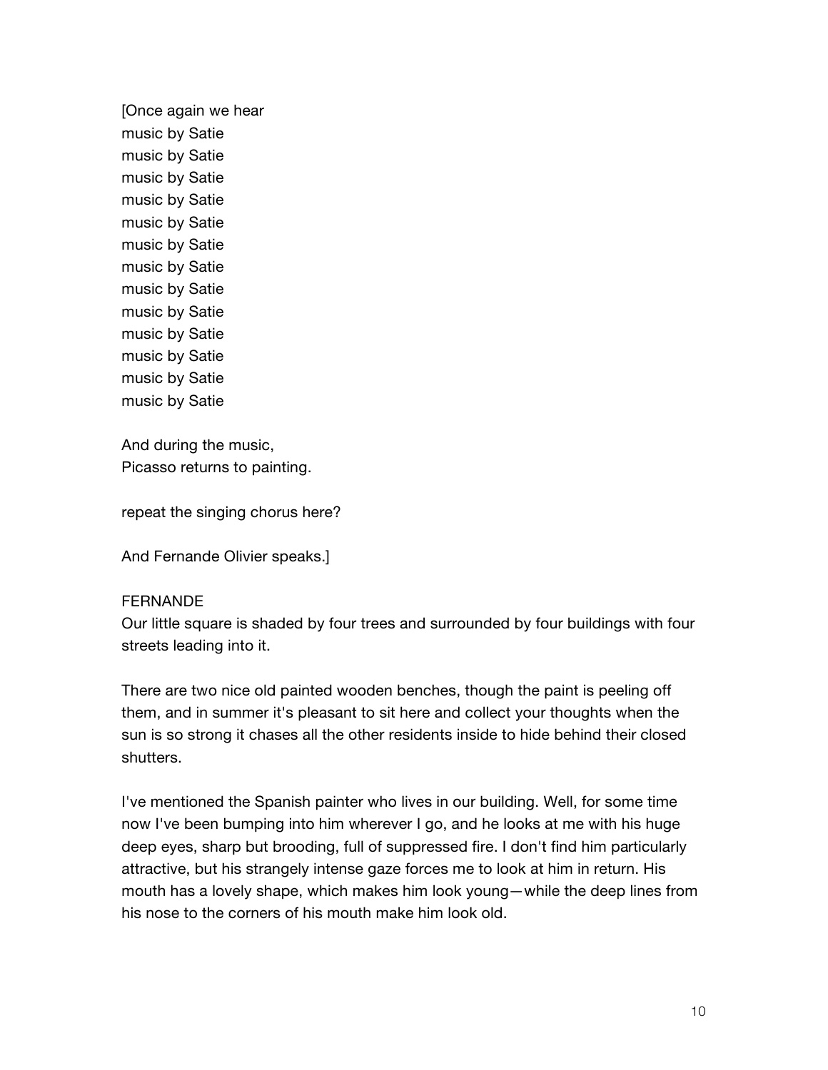[Once again we hear
music by Satie
music by Satie
music by Satie
music by Satie
music by Satie
music by Satie
music by Satie
music by Satie
music by Satie
music by Satie
music by Satie
music by Satie
music by Satie

And during the music,
Picasso returns to painting.

repeat the singing chorus here?

And Fernande Olivier speaks.]

FERNANDE
Our little square is shaded by four trees and surrounded by four buildings with four streets leading into it.

There are two nice old painted wooden benches, though the paint is peeling off them, and in summer it's pleasant to sit here and collect your thoughts when the sun is so strong it chases all the other residents inside to hide behind their closed shutters.

I've mentioned the Spanish painter who lives in our building. Well, for some time now I've been bumping into him wherever I go, and he looks at me with his huge deep eyes, sharp but brooding, full of suppressed fire. I don't find him particularly attractive, but his strangely intense gaze forces me to look at him in return. His mouth has a lovely shape, which makes him look young—while the deep lines from his nose to the corners of his mouth make him look old.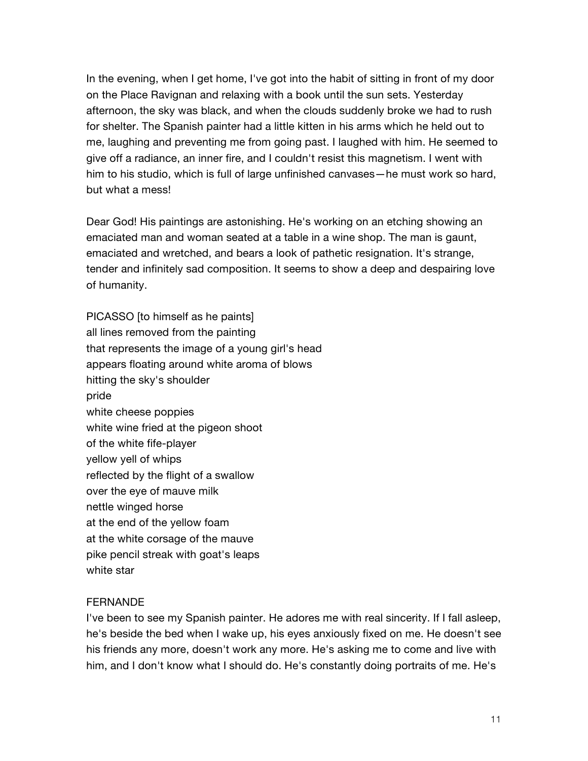In the evening, when I get home, I've got into the habit of sitting in front of my door on the Place Ravignan and relaxing with a book until the sun sets. Yesterday afternoon, the sky was black, and when the clouds suddenly broke we had to rush for shelter. The Spanish painter had a little kitten in his arms which he held out to me, laughing and preventing me from going past. I laughed with him. He seemed to give off a radiance, an inner fire, and I couldn't resist this magnetism. I went with him to his studio, which is full of large unfinished canvases—he must work so hard, but what a mess!

Dear God! His paintings are astonishing. He's working on an etching showing an emaciated man and woman seated at a table in a wine shop. The man is gaunt, emaciated and wretched, and bears a look of pathetic resignation. It's strange, tender and infinitely sad composition. It seems to show a deep and despairing love of humanity.

PICASSO [to himself as he paints]  
all lines removed from the painting  
that represents the image of a young girl's head  
appears floating around white aroma of blows  
hitting the sky's shoulder  
pride  
white cheese poppies  
white wine fried at the pigeon shoot  
of the white fife-player  
yellow yell of whips  
reflected by the flight of a swallow  
over the eye of mauve milk  
nettle winged horse  
at the end of the yellow foam  
at the white corsage of the mauve  
pike pencil streak with goat's leaps  
white star

FERNANDE  
I've been to see my Spanish painter. He adores me with real sincerity. If I fall asleep, he's beside the bed when I wake up, his eyes anxiously fixed on me. He doesn't see his friends any more, doesn't work any more. He's asking me to come and live with him, and I don't know what I should do. He's constantly doing portraits of me. He's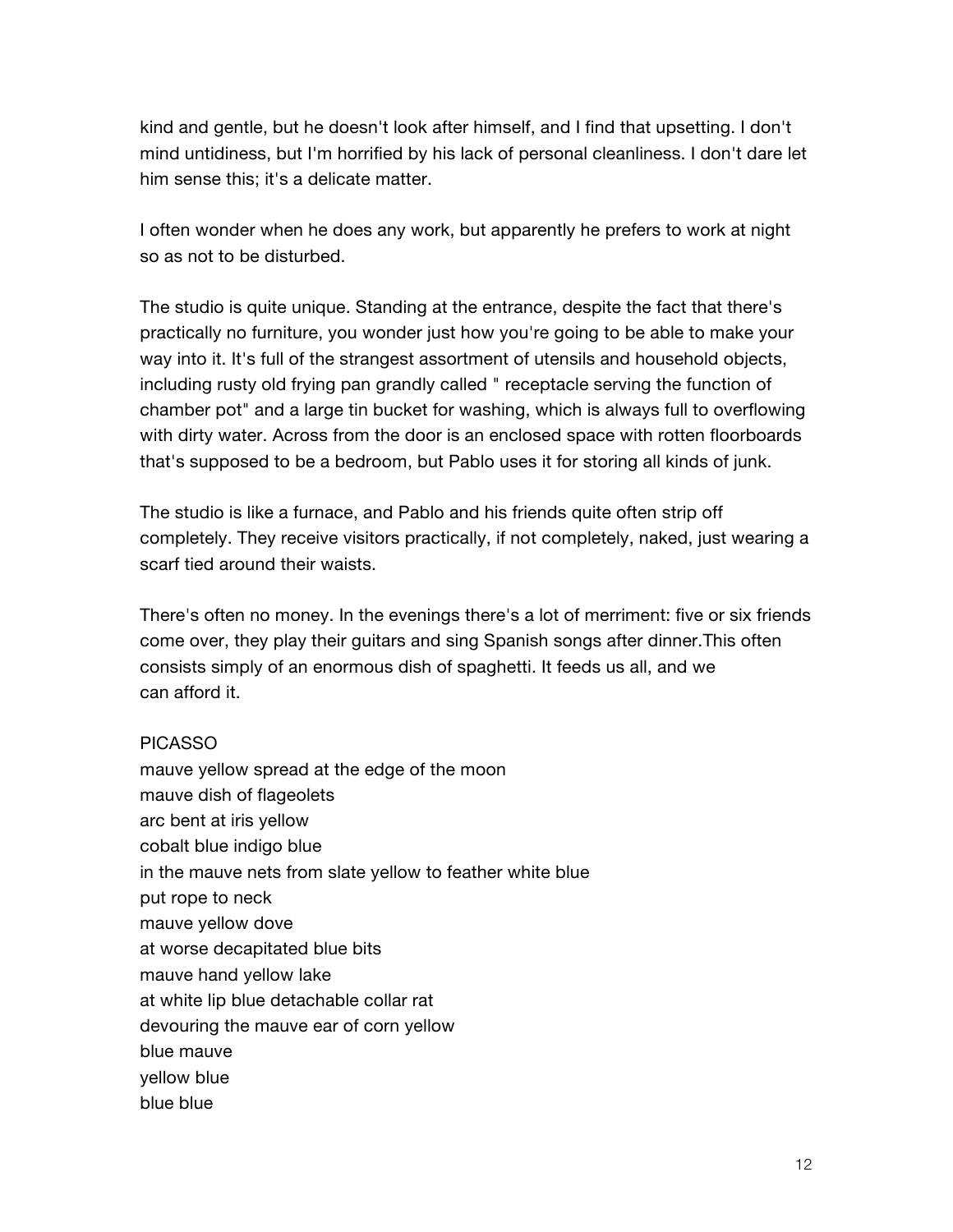kind and gentle, but he doesn't look after himself, and I find that upsetting. I don't mind untidiness, but I'm horrified by his lack of personal cleanliness. I don't dare let him sense this; it's a delicate matter.

I often wonder when he does any work, but apparently he prefers to work at night so as not to be disturbed.

The studio is quite unique. Standing at the entrance, despite the fact that there's practically no furniture, you wonder just how you're going to be able to make your way into it. It's full of the strangest assortment of utensils and household objects, including rusty old frying pan grandly called " receptacle serving the function of chamber pot" and a large tin bucket for washing, which is always full to overflowing with dirty water. Across from the door is an enclosed space with rotten floorboards that's supposed to be a bedroom, but Pablo uses it for storing all kinds of junk.

The studio is like a furnace, and Pablo and his friends quite often strip off completely. They receive visitors practically, if not completely, naked, just wearing a scarf tied around their waists.

There's often no money. In the evenings there's a lot of merriment: five or six friends come over, they play their guitars and sing Spanish songs after dinner.This often consists simply of an enormous dish of spaghetti. It feeds us all, and we can afford it.

PICASSO  
mauve yellow spread at the edge of the moon  
mauve dish of flageolets  
arc bent at iris yellow  
cobalt blue indigo blue  
in the mauve nets from slate yellow to feather white blue  
put rope to neck  
mauve yellow dove  
at worse decapitated blue bits  
mauve hand yellow lake  
at white lip blue detachable collar rat  
devouring the mauve ear of corn yellow  
blue mauve  
yellow blue  
blue blue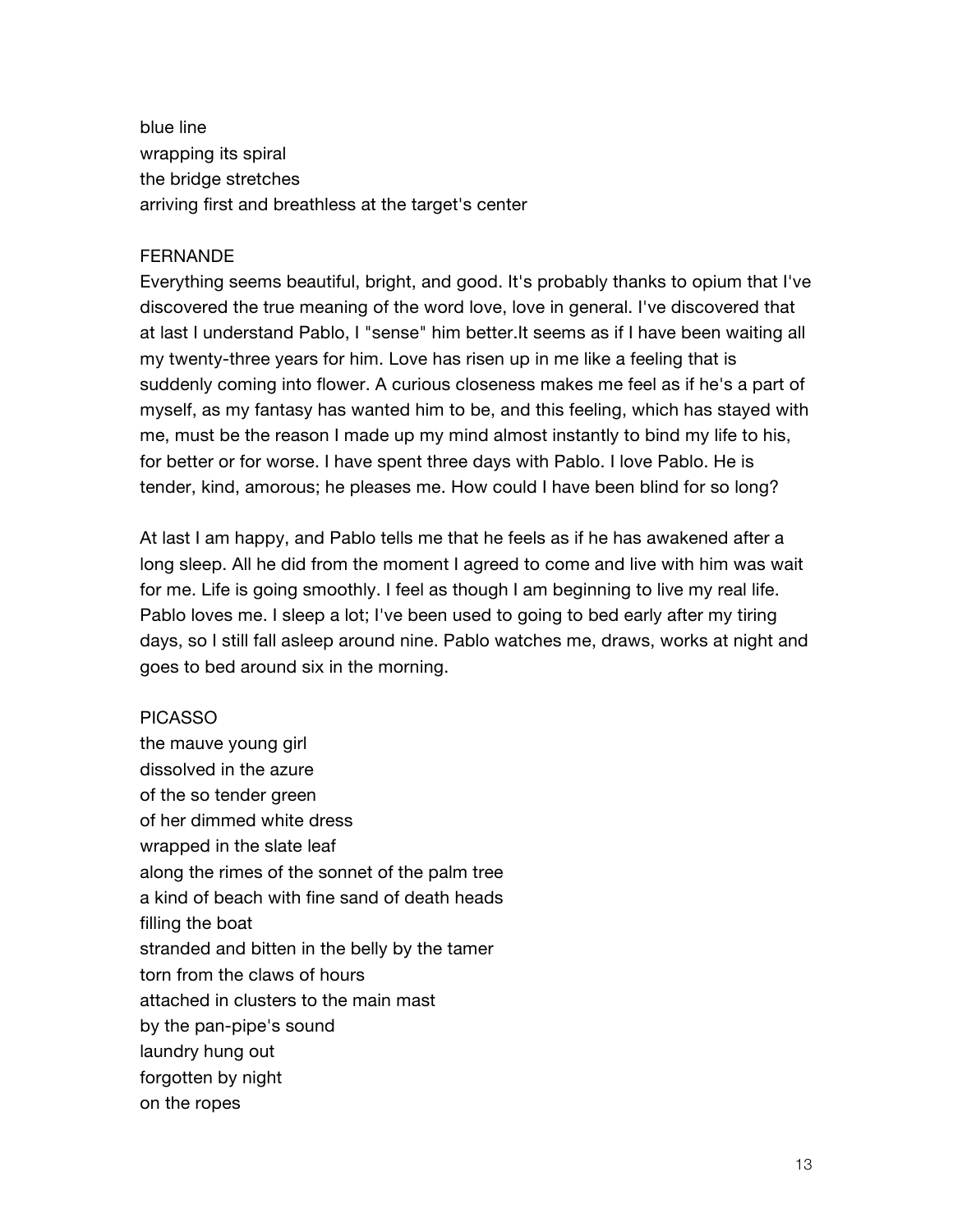blue line  
wrapping its spiral  
the bridge stretches  
arriving first and breathless at the target's center

FERNANDE

Everything seems beautiful, bright, and good. It's probably thanks to opium that I've discovered the true meaning of the word love, love in general. I've discovered that at last I understand Pablo, I "sense" him better.It seems as if I have been waiting all my twenty-three years for him. Love has risen up in me like a feeling that is suddenly coming into flower. A curious closeness makes me feel as if he's a part of myself, as my fantasy has wanted him to be, and this feeling, which has stayed with me, must be the reason I made up my mind almost instantly to bind my life to his, for better or for worse. I have spent three days with Pablo. I love Pablo. He is tender, kind, amorous; he pleases me. How could I have been blind for so long?

At last I am happy, and Pablo tells me that he feels as if he has awakened after a long sleep. All he did from the moment I agreed to come and live with him was wait for me. Life is going smoothly. I feel as though I am beginning to live my real life. Pablo loves me. I sleep a lot; I've been used to going to bed early after my tiring days, so I still fall asleep around nine. Pablo watches me, draws, works at night and goes to bed around six in the morning.

PICASSO

the mauve young girl  
dissolved in the azure  
of the so tender green  
of her dimmed white dress  
wrapped in the slate leaf  
along the rimes of the sonnet of the palm tree  
a kind of beach with fine sand of death heads  
filling the boat  
stranded and bitten in the belly by the tamer  
torn from the claws of hours  
attached in clusters to the main mast  
by the pan-pipe's sound  
laundry hung out  
forgotten by night  
on the ropes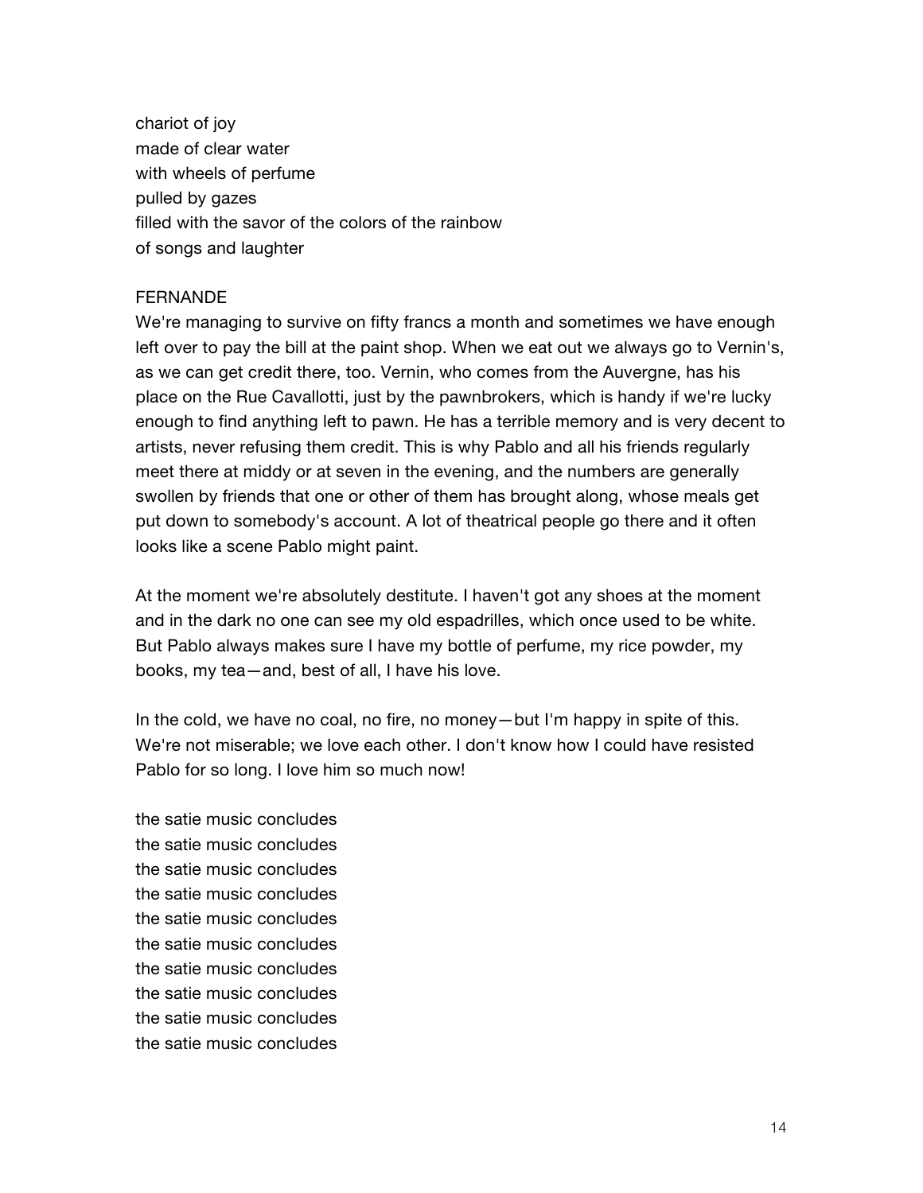chariot of joy
made of clear water
with wheels of perfume
pulled by gazes
filled with the savor of the colors of the rainbow
of songs and laughter

FERNANDE
We're managing to survive on fifty francs a month and sometimes we have enough left over to pay the bill at the paint shop. When we eat out we always go to Vernin's, as we can get credit there, too. Vernin, who comes from the Auvergne, has his place on the Rue Cavallotti, just by the pawnbrokers, which is handy if we're lucky enough to find anything left to pawn. He has a terrible memory and is very decent to artists, never refusing them credit. This is why Pablo and all his friends regularly meet there at middy or at seven in the evening, and the numbers are generally swollen by friends that one or other of them has brought along, whose meals get put down to somebody's account. A lot of theatrical people go there and it often looks like a scene Pablo might paint.

At the moment we're absolutely destitute. I haven't got any shoes at the moment and in the dark no one can see my old espadrilles, which once used to be white. But Pablo always makes sure I have my bottle of perfume, my rice powder, my books, my tea—and, best of all, I have his love.

In the cold, we have no coal, no fire, no money—but I'm happy in spite of this. We're not miserable; we love each other. I don't know how I could have resisted Pablo for so long. I love him so much now!

the satie music concludes
the satie music concludes
the satie music concludes
the satie music concludes
the satie music concludes
the satie music concludes
the satie music concludes
the satie music concludes
the satie music concludes
the satie music concludes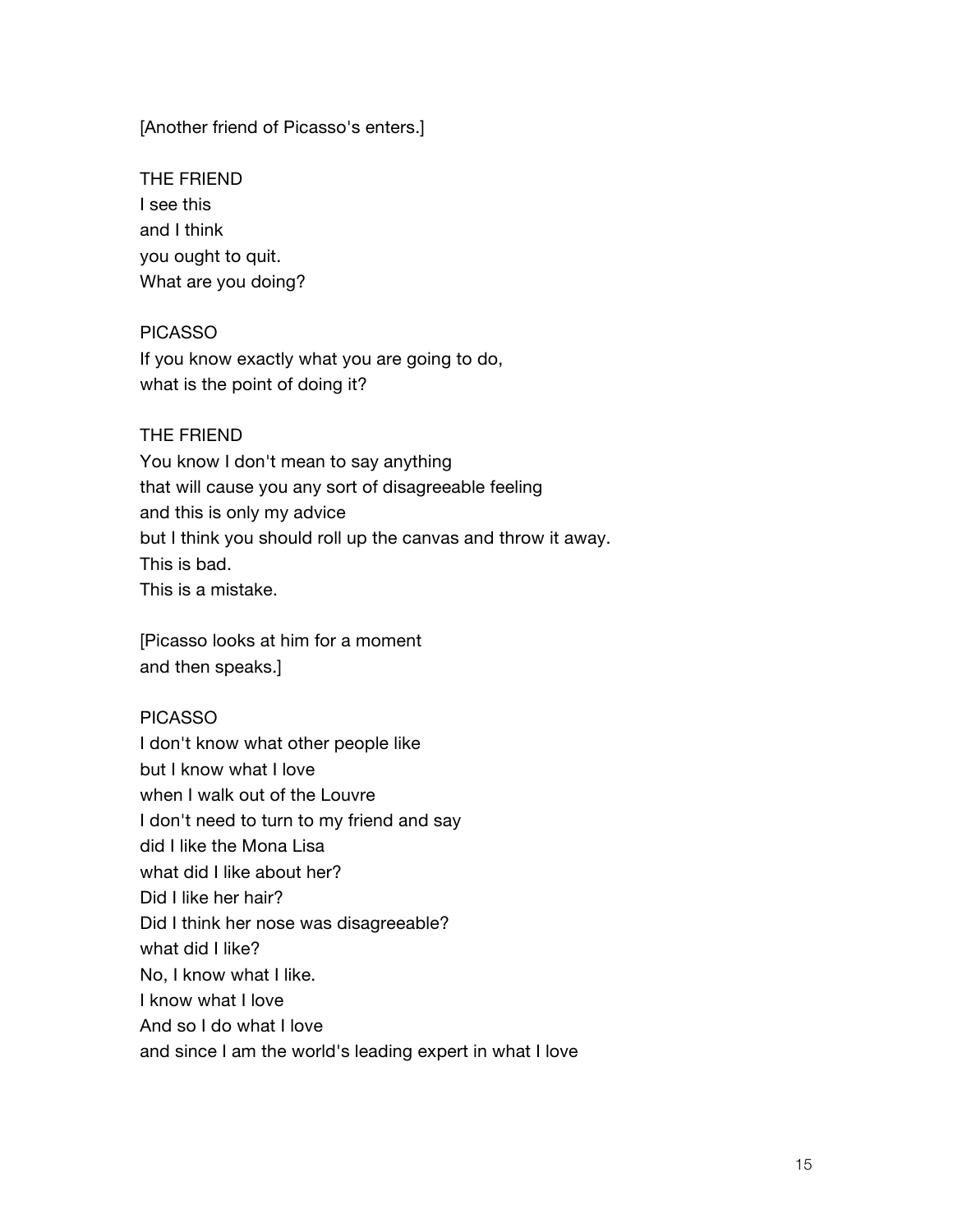[Another friend of Picasso's enters.]

THE FRIEND  
I see this  
and I think  
you ought to quit.  
What are you doing?

PICASSO  
If you know exactly what you are going to do,  
what is the point of doing it?

THE FRIEND  
You know I don't mean to say anything  
that will cause you any sort of disagreeable feeling  
and this is only my advice  
but I think you should roll up the canvas and throw it away.  
This is bad.  
This is a mistake.

[Picasso looks at him for a moment  
and then speaks.]

PICASSO  
I don't know what other people like  
but I know what I love  
when I walk out of the Louvre  
I don't need to turn to my friend and say  
did I like the Mona Lisa  
what did I like about her?  
Did I like her hair?  
Did I think her nose was disagreeable?  
what did I like?  
No, I know what I like.  
I know what I love  
And so I do what I love  
and since I am the world's leading expert in what I love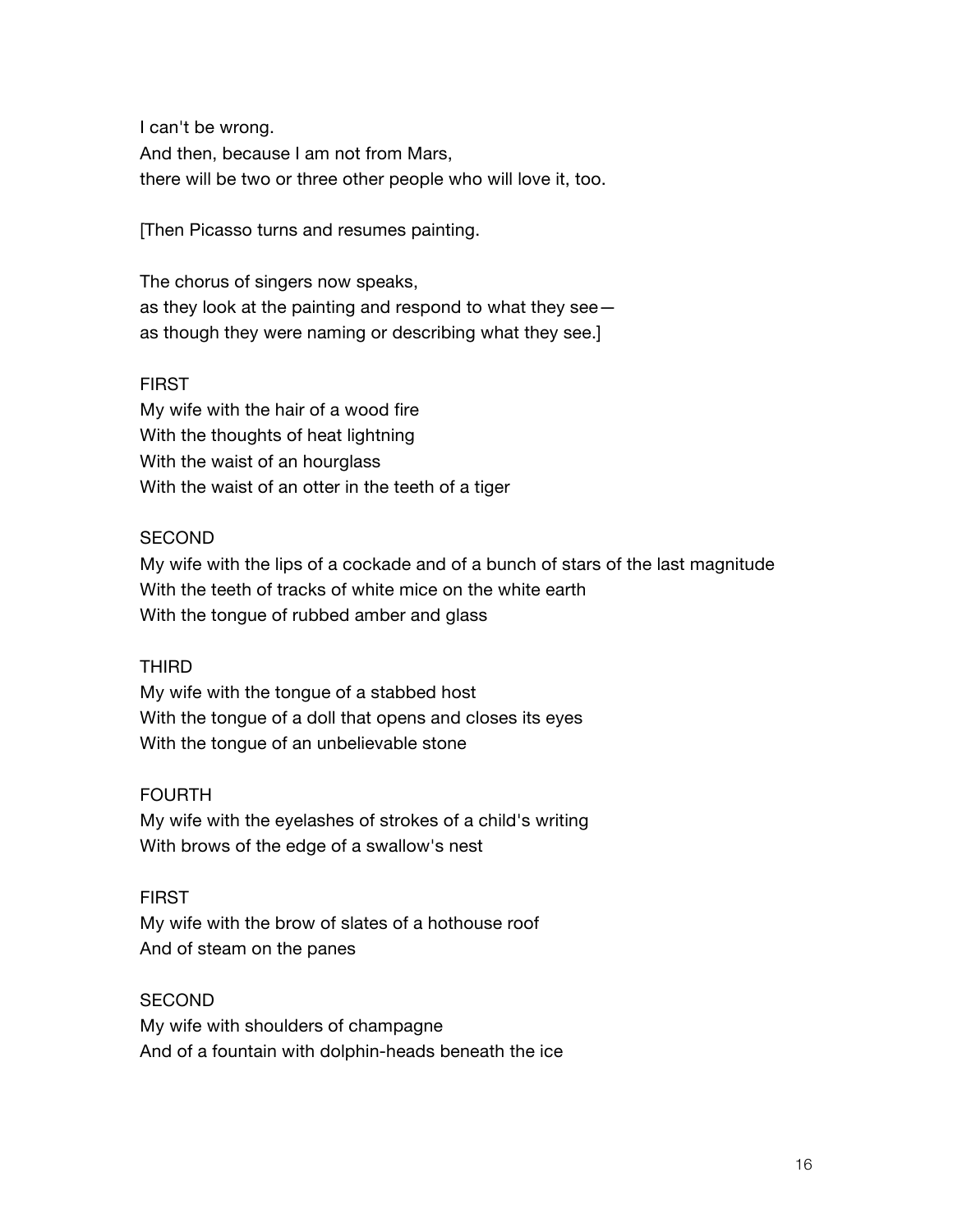I can't be wrong.
And then, because I am not from Mars,
there will be two or three other people who will love it, too.

[Then Picasso turns and resumes painting.

The chorus of singers now speaks,
as they look at the painting and respond to what they see—
as though they were naming or describing what they see.]

FIRST
My wife with the hair of a wood fire
With the thoughts of heat lightning
With the waist of an hourglass
With the waist of an otter in the teeth of a tiger

SECOND
My wife with the lips of a cockade and of a bunch of stars of the last magnitude
With the teeth of tracks of white mice on the white earth
With the tongue of rubbed amber and glass

THIRD
My wife with the tongue of a stabbed host
With the tongue of a doll that opens and closes its eyes
With the tongue of an unbelievable stone

FOURTH
My wife with the eyelashes of strokes of a child's writing
With brows of the edge of a swallow's nest

FIRST
My wife with the brow of slates of a hothouse roof
And of steam on the panes

SECOND
My wife with shoulders of champagne
And of a fountain with dolphin-heads beneath the ice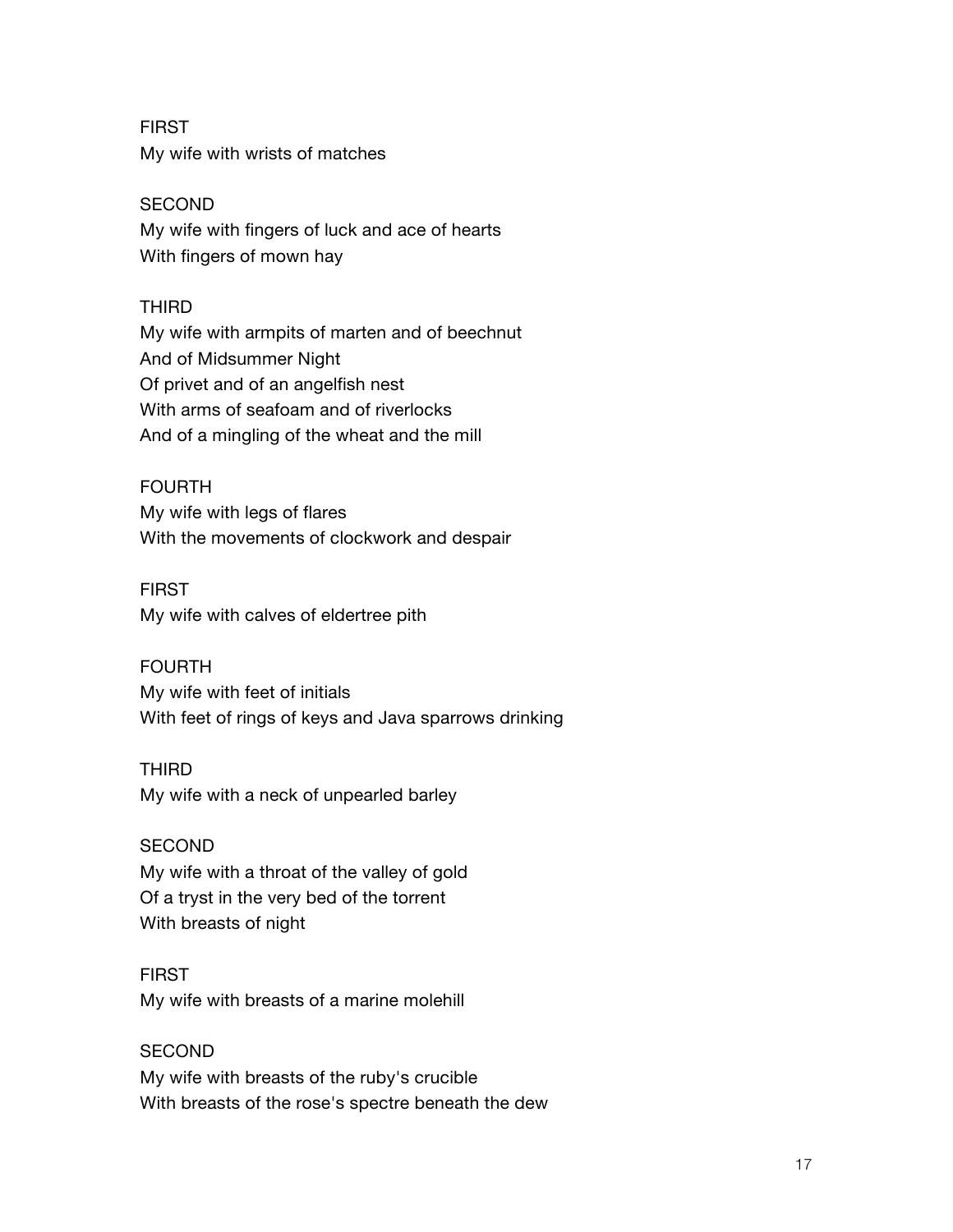FIRST
My wife with wrists of matches

SECOND
My wife with fingers of luck and ace of hearts
With fingers of mown hay

THIRD
My wife with armpits of marten and of beechnut
And of Midsummer Night
Of privet and of an angelfish nest
With arms of seafoam and of riverlocks
And of a mingling of the wheat and the mill

FOURTH
My wife with legs of flares
With the movements of clockwork and despair

FIRST
My wife with calves of eldertree pith

FOURTH
My wife with feet of initials
With feet of rings of keys and Java sparrows drinking

THIRD
My wife with a neck of unpearled barley

SECOND
My wife with a throat of the valley of gold
Of a tryst in the very bed of the torrent
With breasts of night

FIRST
My wife with breasts of a marine molehill

SECOND
My wife with breasts of the ruby's crucible
With breasts of the rose's spectre beneath the dew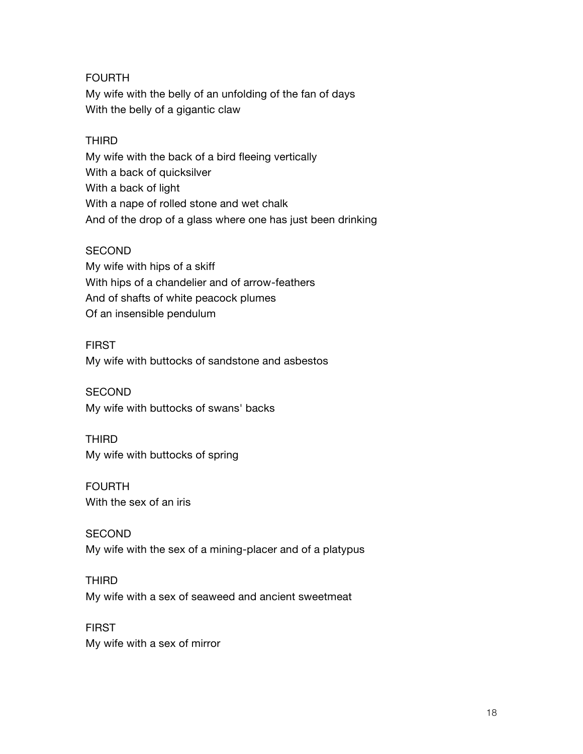FOURTH
My wife with the belly of an unfolding of the fan of days
With the belly of a gigantic claw

THIRD
My wife with the back of a bird fleeing vertically
With a back of quicksilver
With a back of light
With a nape of rolled stone and wet chalk
And of the drop of a glass where one has just been drinking

SECOND
My wife with hips of a skiff
With hips of a chandelier and of arrow-feathers
And of shafts of white peacock plumes
Of an insensible pendulum

FIRST
My wife with buttocks of sandstone and asbestos

SECOND
My wife with buttocks of swans' backs

THIRD
My wife with buttocks of spring

FOURTH
With the sex of an iris

SECOND
My wife with the sex of a mining-placer and of a platypus

THIRD
My wife with a sex of seaweed and ancient sweetmeat

FIRST
My wife with a sex of mirror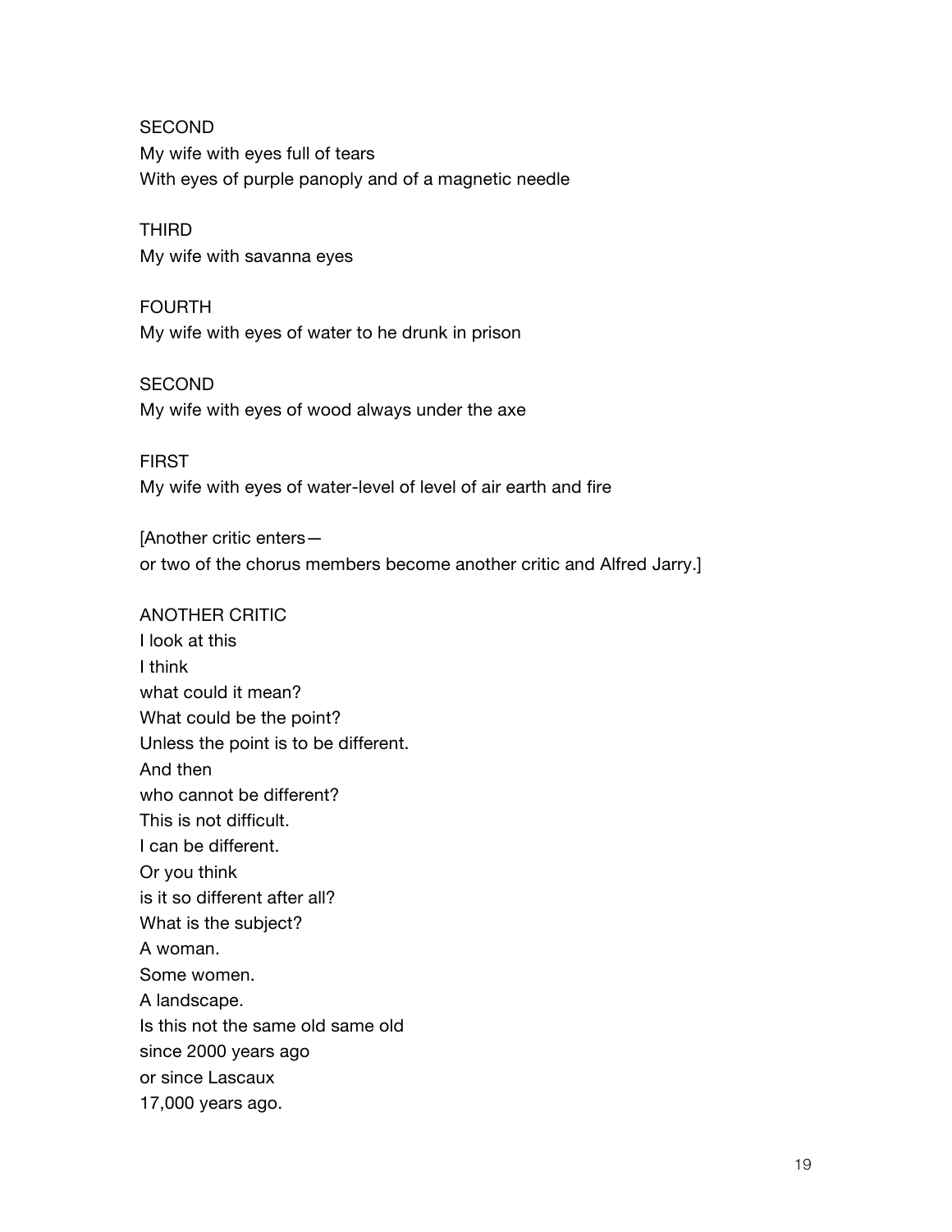SECOND
My wife with eyes full of tears
With eyes of purple panoply and of a magnetic needle

THIRD
My wife with savanna eyes

FOURTH
My wife with eyes of water to he drunk in prison

SECOND
My wife with eyes of wood always under the axe

FIRST
My wife with eyes of water-level of level of air earth and fire

[Another critic enters—
or two of the chorus members become another critic and Alfred Jarry.]

ANOTHER CRITIC
I look at this
I think
what could it mean?
What could be the point?
Unless the point is to be different.
And then
who cannot be different?
This is not difficult.
I can be different.
Or you think
is it so different after all?
What is the subject?
A woman.
Some women.
A landscape.
Is this not the same old same old
since 2000 years ago
or since Lascaux
17,000 years ago.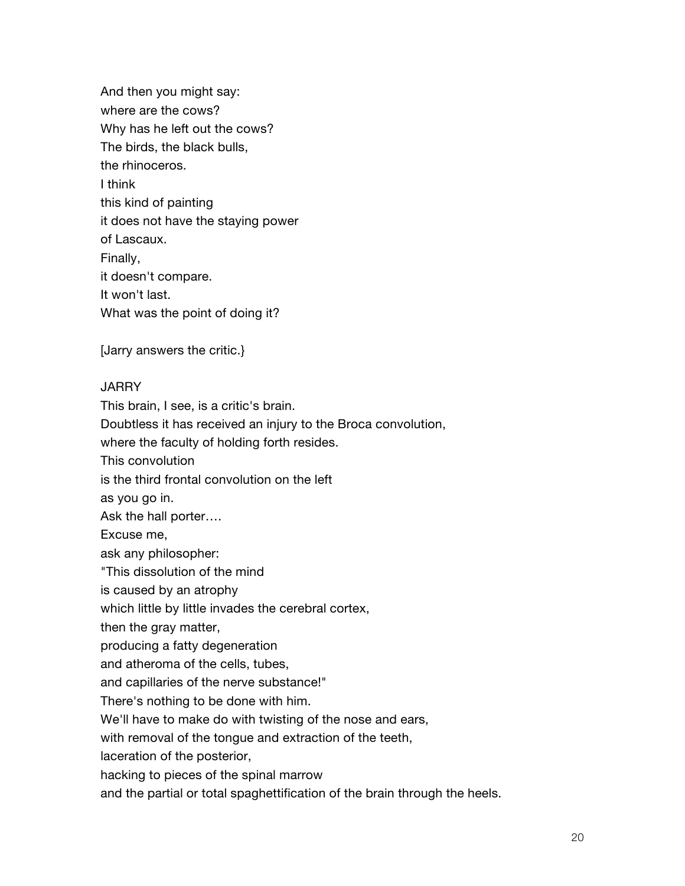And then you might say:  
where are the cows?  
Why has he left out the cows?  
The birds, the black bulls,  
the rhinoceros.  
I think  
this kind of painting  
it does not have the staying power  
of Lascaux.  
Finally,  
it doesn't compare.  
It won't last.  
What was the point of doing it?

[Jarry answers the critic.}

JARRY

This brain, I see, is a critic's brain.  
Doubtless it has received an injury to the Broca convolution,  
where the faculty of holding forth resides.  
This convolution  
is the third frontal convolution on the left  
as you go in.  
Ask the hall porter….  
Excuse me,  
ask any philosopher:  
"This dissolution of the mind  
is caused by an atrophy  
which little by little invades the cerebral cortex,  
then the gray matter,  
producing a fatty degeneration  
and atheroma of the cells, tubes,  
and capillaries of the nerve substance!"  
There's nothing to be done with him.  
We'll have to make do with twisting of the nose and ears,  
with removal of the tongue and extraction of the teeth,  
laceration of the posterior,  
hacking to pieces of the spinal marrow  
and the partial or total spaghettification of the brain through the heels.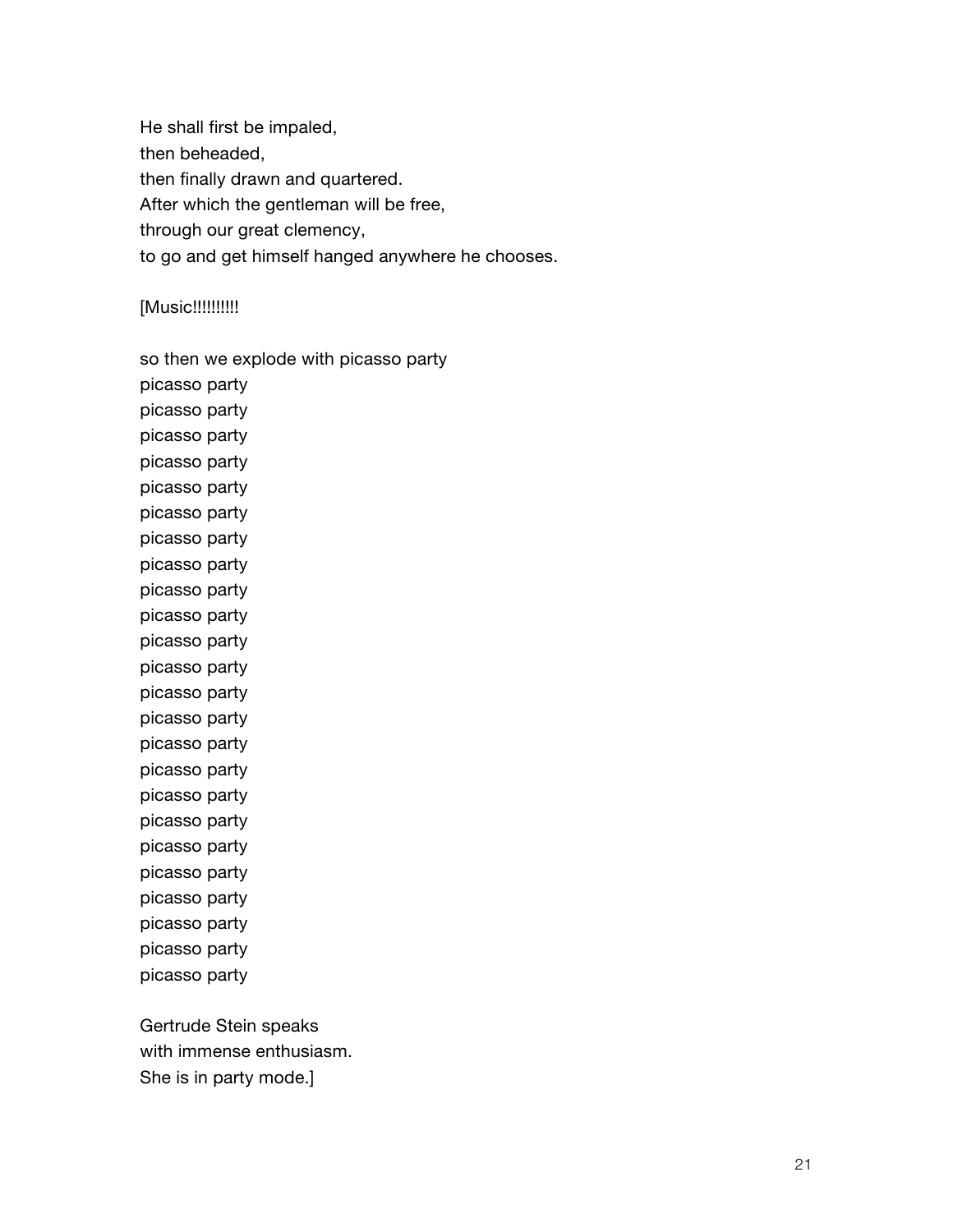He shall first be impaled,
then beheaded,
then finally drawn and quartered.
After which the gentleman will be free,
through our great clemency,
to go and get himself hanged anywhere he chooses.

[Music!!!!!!!!!!

so then we explode with picasso party
picasso party
picasso party
picasso party
picasso party
picasso party
picasso party
picasso party
picasso party
picasso party
picasso party
picasso party
picasso party
picasso party
picasso party
picasso party
picasso party
picasso party
picasso party
picasso party
picasso party
picasso party
picasso party
picasso party
picasso party

Gertrude Stein speaks
with immense enthusiasm.
She is in party mode.]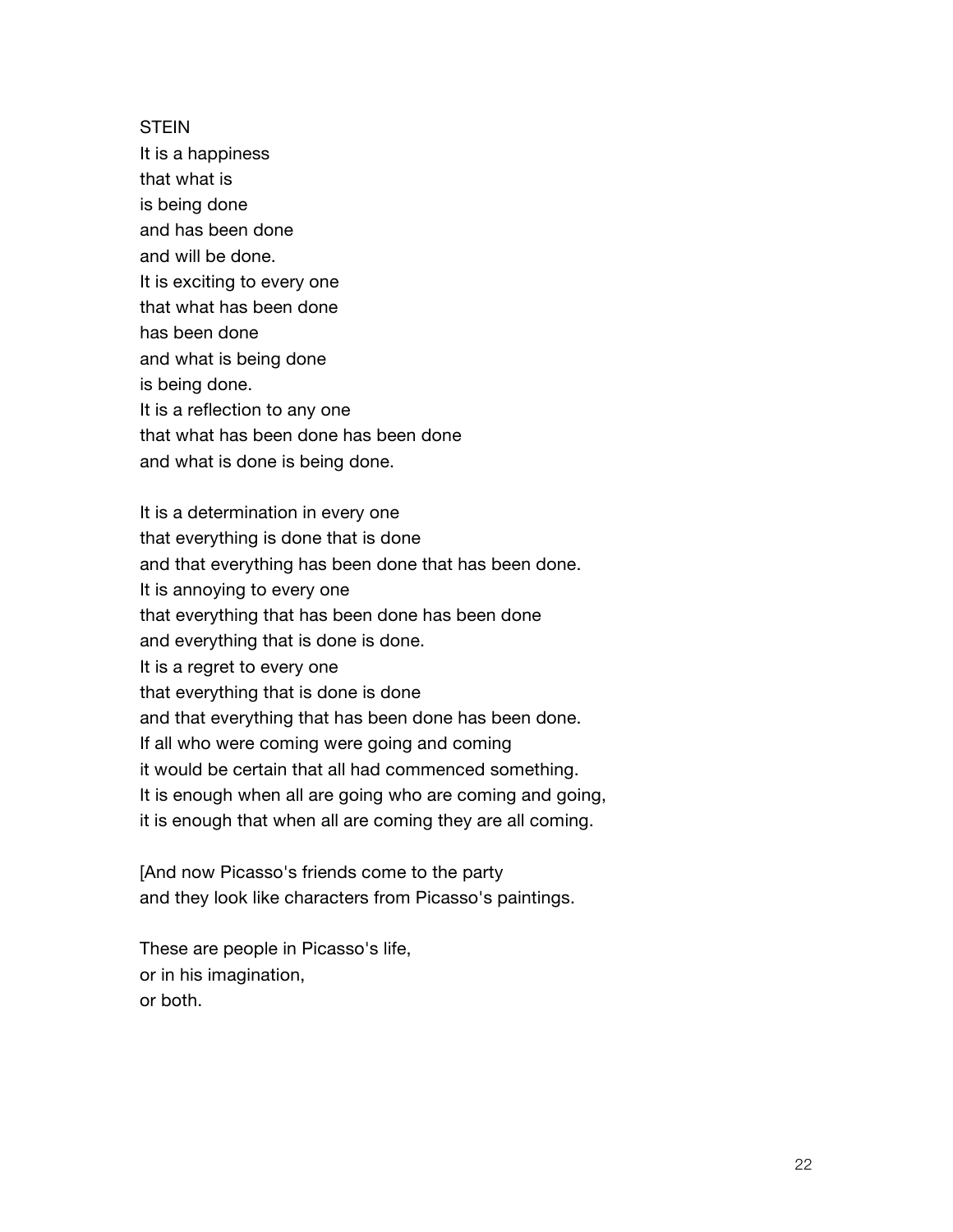STEIN
It is a happiness
that what is
is being done
and has been done
and will be done.
It is exciting to every one
that what has been done
has been done
and what is being done
is being done.
It is a reflection to any one
that what has been done has been done
and what is done is being done.

It is a determination in every one
that everything is done that is done
and that everything has been done that has been done.
It is annoying to every one
that everything that has been done has been done
and everything that is done is done.
It is a regret to every one
that everything that is done is done
and that everything that has been done has been done.
If all who were coming were going and coming
it would be certain that all had commenced something.
It is enough when all are going who are coming and going,
it is enough that when all are coming they are all coming.

[And now Picasso's friends come to the party
and they look like characters from Picasso's paintings.

These are people in Picasso's life,
or in his imagination,
or both.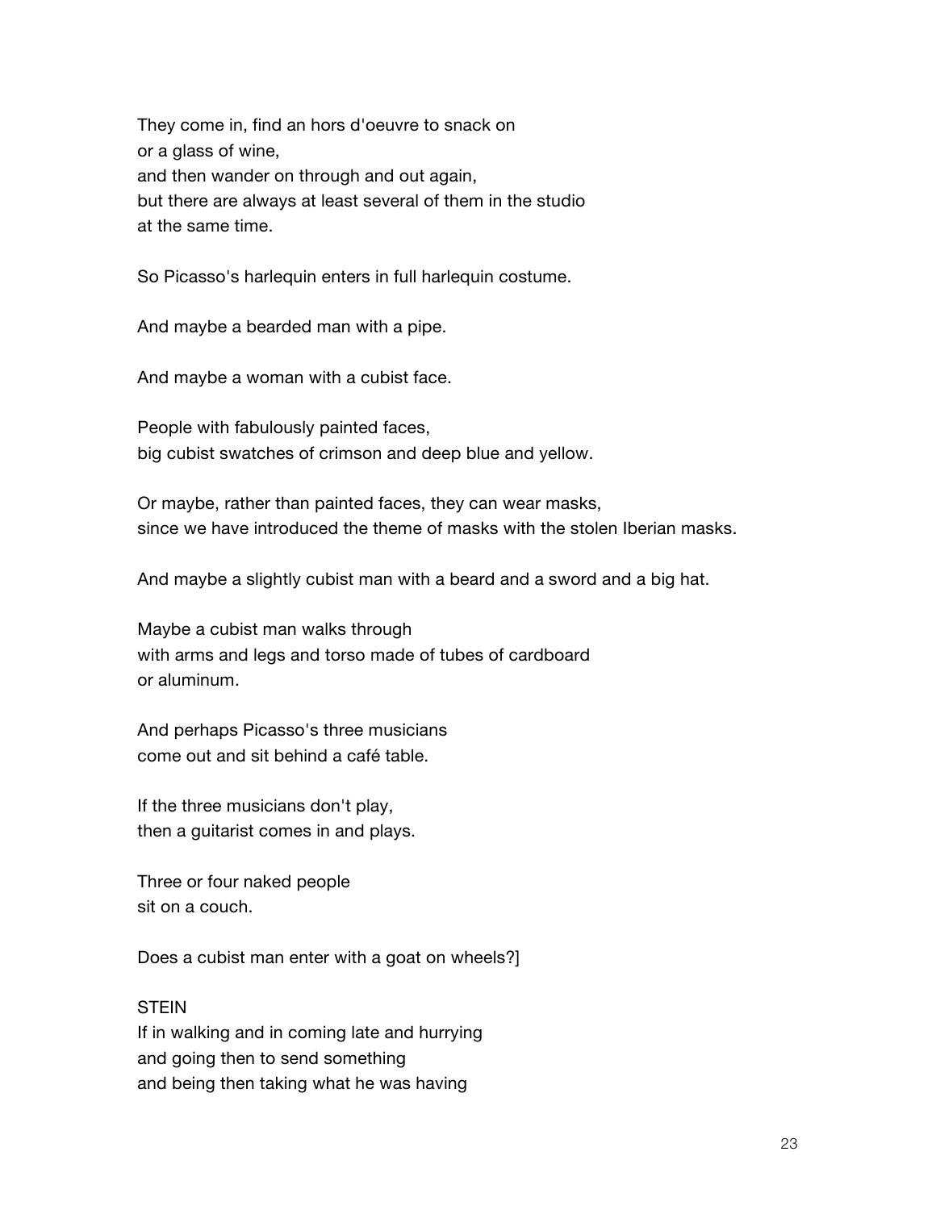They come in, find an hors d'oeuvre to snack on  
or a glass of wine,  
and then wander on through and out again,  
but there are always at least several of them in the studio  
at the same time.

So Picasso's harlequin enters in full harlequin costume.

And maybe a bearded man with a pipe.

And maybe a woman with a cubist face.

People with fabulously painted faces,  
big cubist swatches of crimson and deep blue and yellow.

Or maybe, rather than painted faces, they can wear masks,  
since we have introduced the theme of masks with the stolen Iberian masks.

And maybe a slightly cubist man with a beard and a sword and a big hat.

Maybe a cubist man walks through  
with arms and legs and torso made of tubes of cardboard  
or aluminum.

And perhaps Picasso's three musicians  
come out and sit behind a café table.

If the three musicians don't play,  
then a guitarist comes in and plays.

Three or four naked people  
sit on a couch.

Does a cubist man enter with a goat on wheels?]

STEIN  
If in walking and in coming late and hurrying  
and going then to send something  
and being then taking what he was having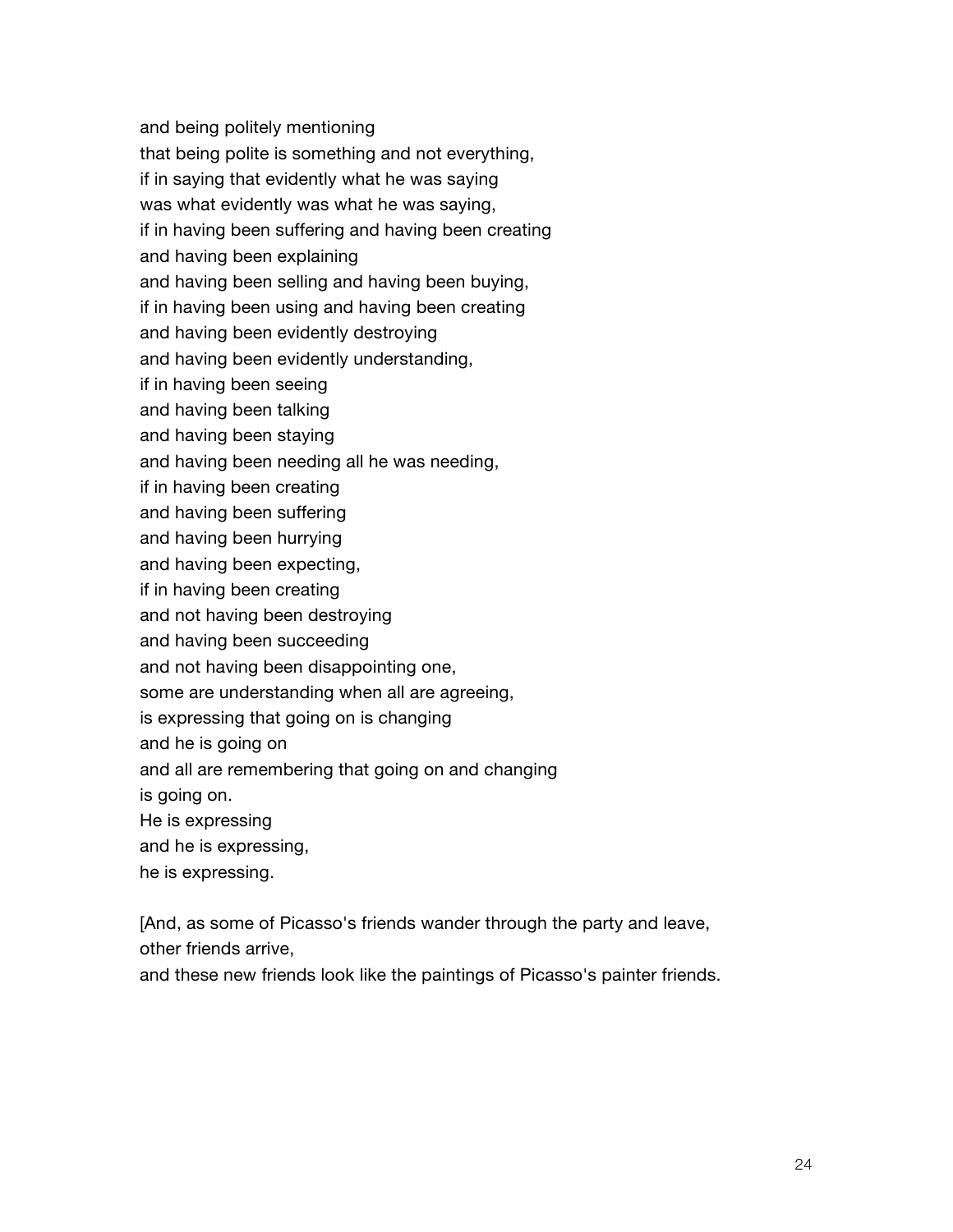and being politely mentioning  
that being polite is something and not everything,  
if in saying that evidently what he was saying  
was what evidently was what he was saying,  
if in having been suffering and having been creating  
and having been explaining  
and having been selling and having been buying,  
if in having been using and having been creating  
and having been evidently destroying  
and having been evidently understanding,  
if in having been seeing  
and having been talking  
and having been staying  
and having been needing all he was needing,  
if in having been creating  
and having been suffering  
and having been hurrying  
and having been expecting,  
if in having been creating  
and not having been destroying  
and having been succeeding  
and not having been disappointing one,  
some are understanding when all are agreeing,  
is expressing that going on is changing  
and he is going on  
and all are remembering that going on and changing  
is going on.  
He is expressing  
and he is expressing,  
he is expressing.

[And, as some of Picasso's friends wander through the party and leave,  
other friends arrive,  
and these new friends look like the paintings of Picasso's painter friends.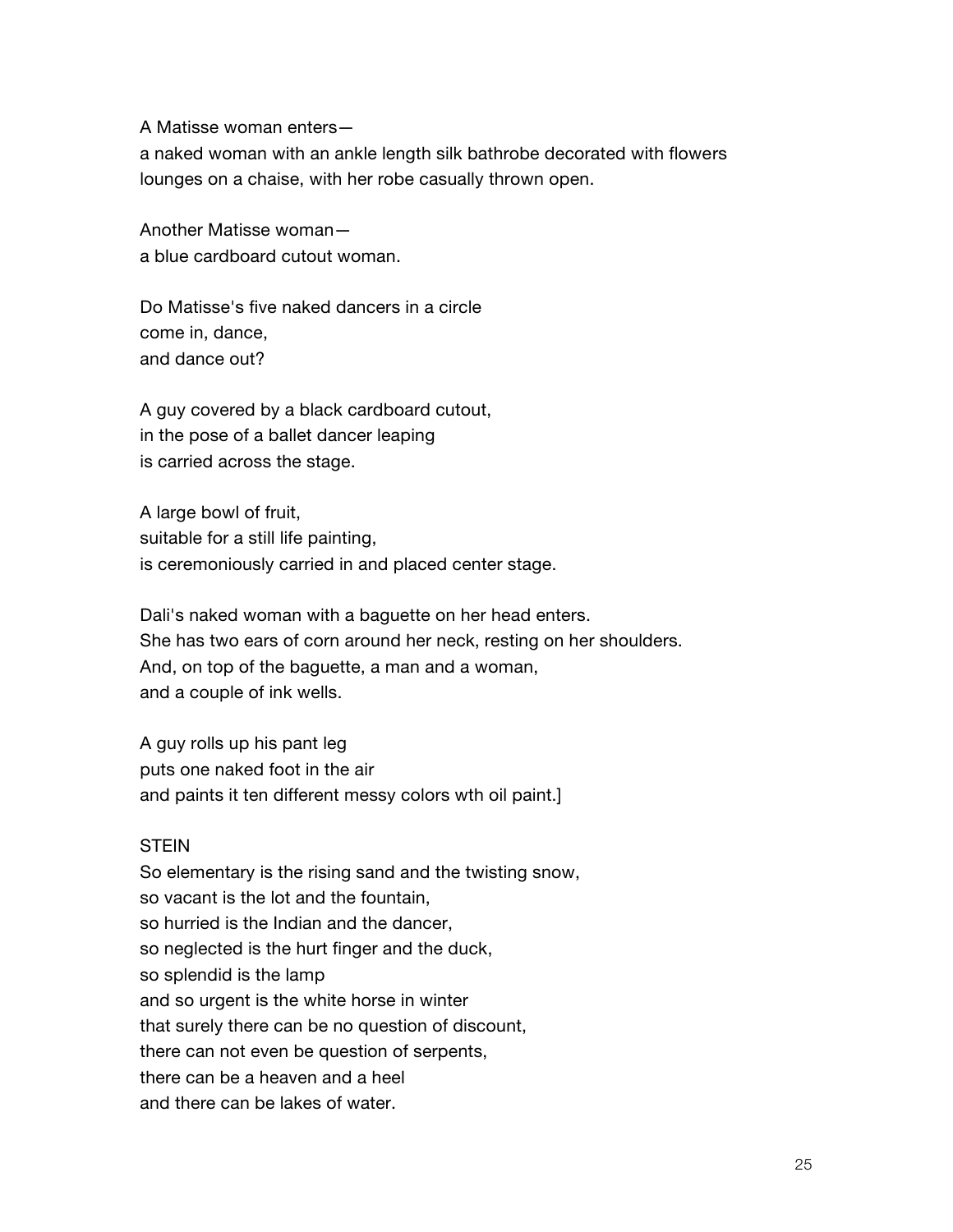A Matisse woman enters—
a naked woman with an ankle length silk bathrobe decorated with flowers
lounges on a chaise, with her robe casually thrown open.

Another Matisse woman—
a blue cardboard cutout woman.

Do Matisse's five naked dancers in a circle
come in, dance,
and dance out?

A guy covered by a black cardboard cutout,
in the pose of a ballet dancer leaping
is carried across the stage.

A large bowl of fruit,
suitable for a still life painting,
is ceremoniously carried in and placed center stage.

Dali's naked woman with a baguette on her head enters.
She has two ears of corn around her neck, resting on her shoulders.
And, on top of the baguette, a man and a woman,
and a couple of ink wells.

A guy rolls up his pant leg
puts one naked foot in the air
and paints it ten different messy colors wth oil paint.]

STEIN
So elementary is the rising sand and the twisting snow,
so vacant is the lot and the fountain,
so hurried is the Indian and the dancer,
so neglected is the hurt finger and the duck,
so splendid is the lamp
and so urgent is the white horse in winter
that surely there can be no question of discount,
there can not even be question of serpents,
there can be a heaven and a heel
and there can be lakes of water.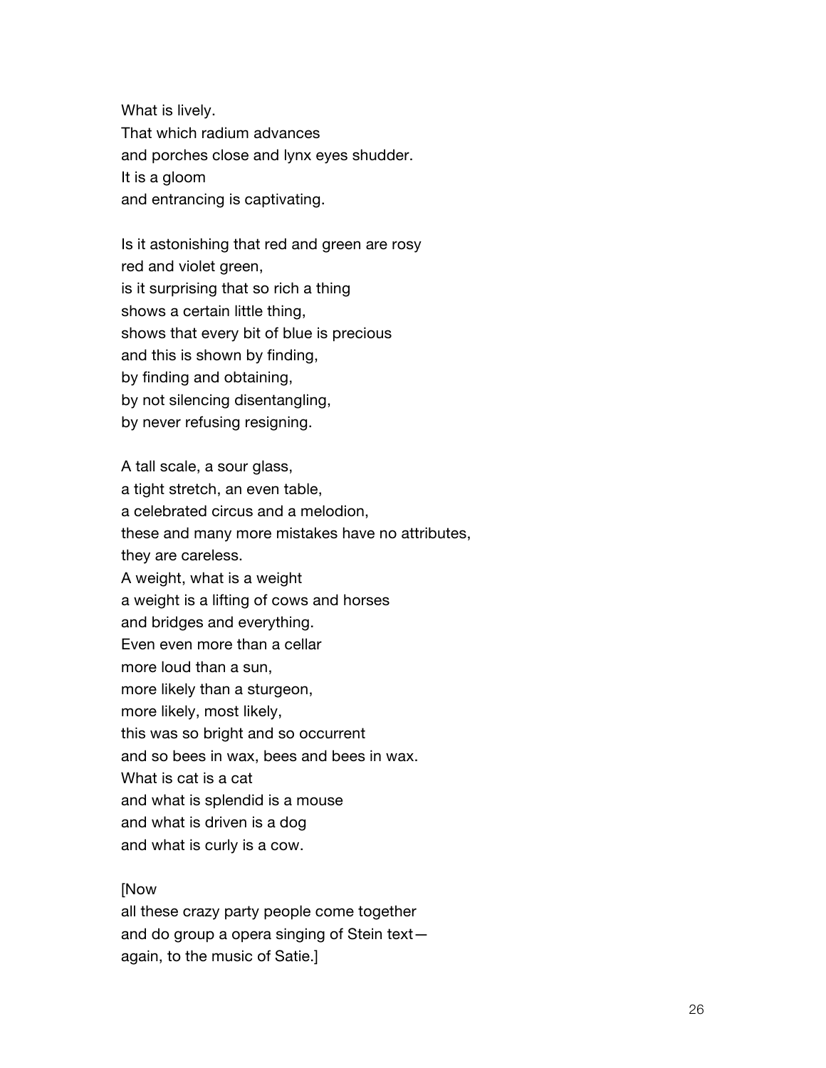What is lively.
That which radium advances
and porches close and lynx eyes shudder.
It is a gloom
and entrancing is captivating.

Is it astonishing that red and green are rosy
red and violet green,
is it surprising that so rich a thing
shows a certain little thing,
shows that every bit of blue is precious
and this is shown by finding,
by finding and obtaining,
by not silencing disentangling,
by never refusing resigning.

A tall scale, a sour glass,
a tight stretch, an even table,
a celebrated circus and a melodion,
these and many more mistakes have no attributes,
they are careless.
A weight, what is a weight
a weight is a lifting of cows and horses
and bridges and everything.
Even even more than a cellar
more loud than a sun,
more likely than a sturgeon,
more likely, most likely,
this was so bright and so occurrent
and so bees in wax, bees and bees in wax.
What is cat is a cat
and what is splendid is a mouse
and what is driven is a dog
and what is curly is a cow.

[Now
all these crazy party people come together
and do group a opera singing of Stein text—
again, to the music of Satie.]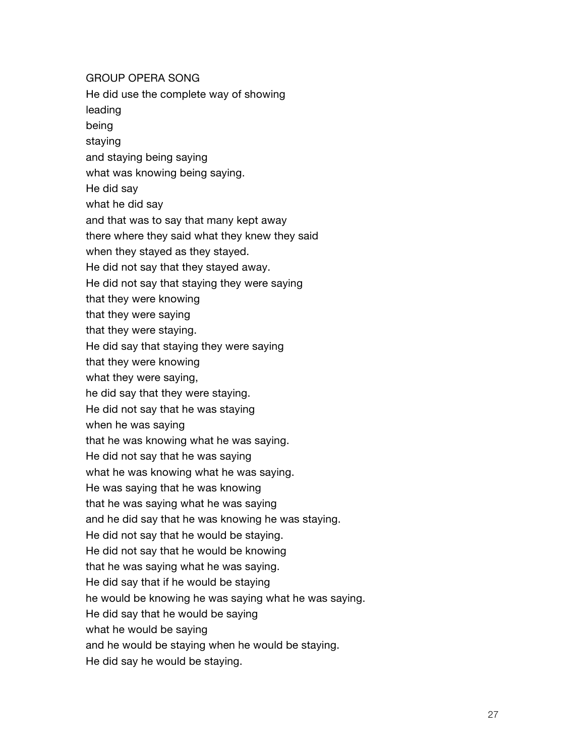GROUP OPERA SONG

He did use the complete way of showing  
leading  
being  
staying  
and staying being saying  
what was knowing being saying.  
He did say  
what he did say  
and that was to say that many kept away  
there where they said what they knew they said  
when they stayed as they stayed.  
He did not say that they stayed away.  
He did not say that staying they were saying  
that they were knowing  
that they were saying  
that they were staying.  
He did say that staying they were saying  
that they were knowing  
what they were saying,  
he did say that they were staying.  
He did not say that he was staying  
when he was saying  
that he was knowing what he was saying.  
He did not say that he was saying  
what he was knowing what he was saying.  
He was saying that he was knowing  
that he was saying what he was saying  
and he did say that he was knowing he was staying.  
He did not say that he would be staying.  
He did not say that he would be knowing  
that he was saying what he was saying.  
He did say that if he would be staying  
he would be knowing he was saying what he was saying.  
He did say that he would be saying  
what he would be saying  
and he would be staying when he would be staying.  
He did say he would be staying.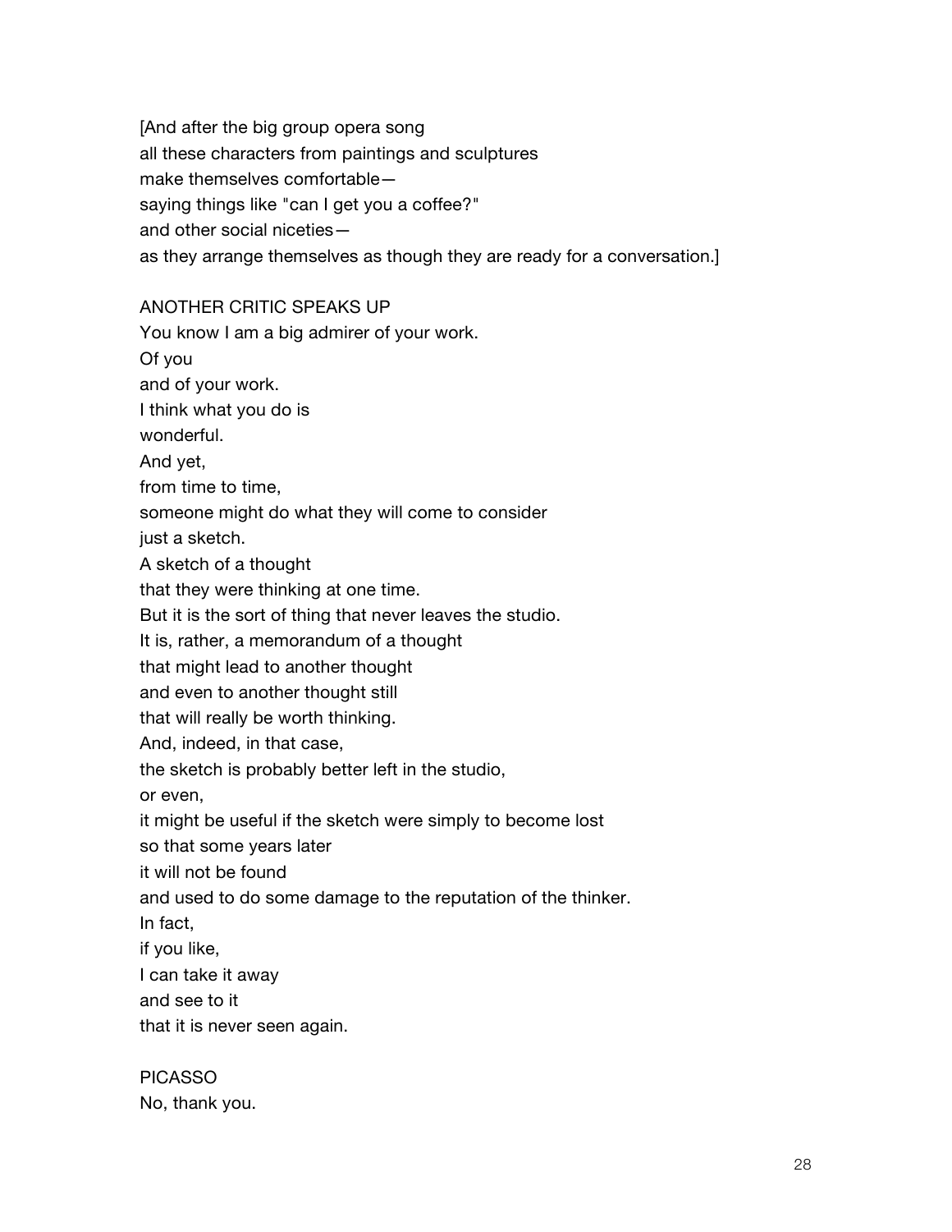[And after the big group opera song
all these characters from paintings and sculptures
make themselves comfortable—
saying things like "can I get you a coffee?"
and other social niceties—
as they arrange themselves as though they are ready for a conversation.]

ANOTHER CRITIC SPEAKS UP
You know I am a big admirer of your work.
Of you
and of your work.
I think what you do is
wonderful.
And yet,
from time to time,
someone might do what they will come to consider
just a sketch.
A sketch of a thought
that they were thinking at one time.
But it is the sort of thing that never leaves the studio.
It is, rather, a memorandum of a thought
that might lead to another thought
and even to another thought still
that will really be worth thinking.
And, indeed, in that case,
the sketch is probably better left in the studio,
or even,
it might be useful if the sketch were simply to become lost
so that some years later
it will not be found
and used to do some damage to the reputation of the thinker.
In fact,
if you like,
I can take it away
and see to it
that it is never seen again.

PICASSO
No, thank you.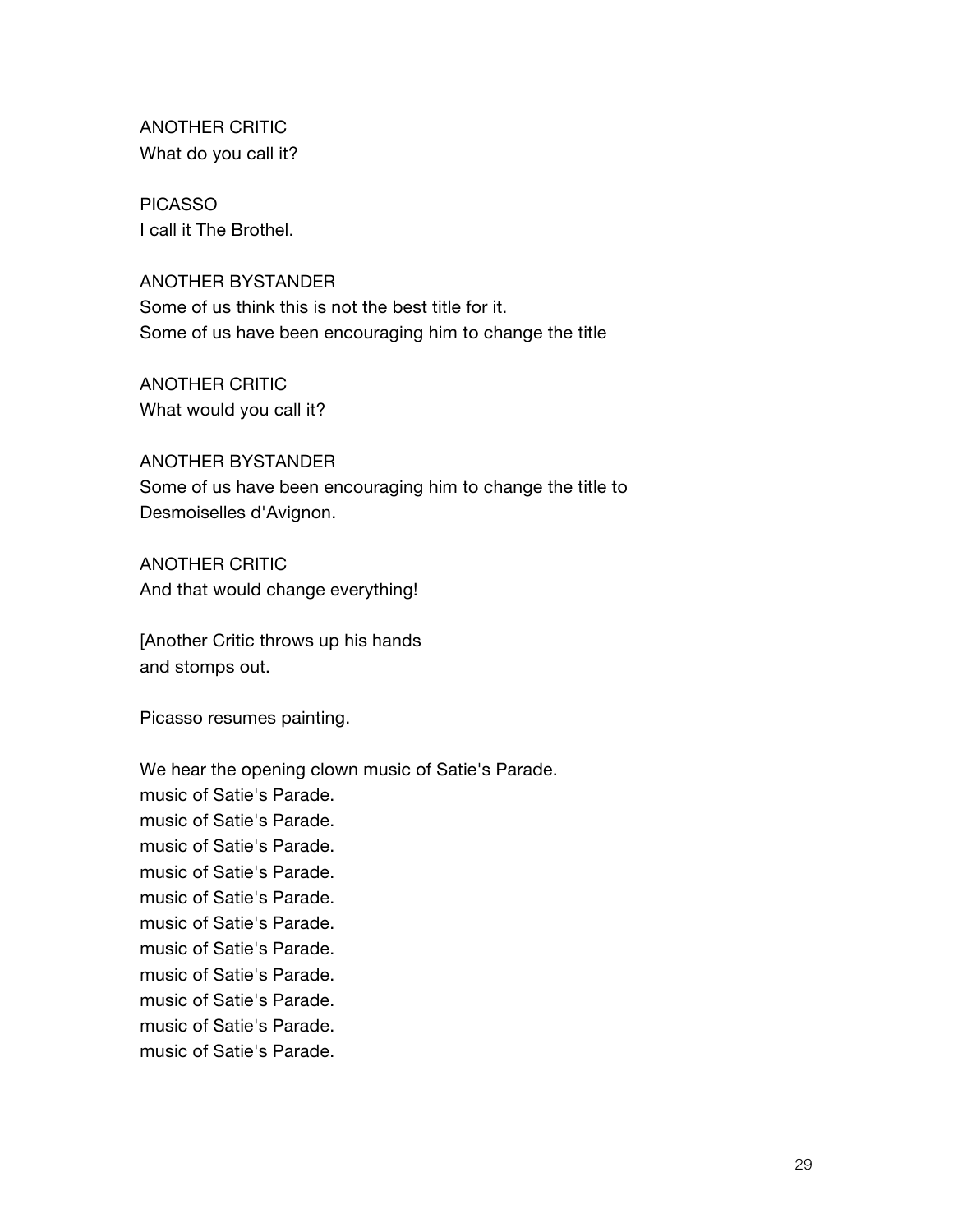ANOTHER CRITIC
What do you call it?

PICASSO
I call it The Brothel.

ANOTHER BYSTANDER
Some of us think this is not the best title for it.
Some of us have been encouraging him to change the title

ANOTHER CRITIC
What would you call it?

ANOTHER BYSTANDER
Some of us have been encouraging him to change the title to
Desmoiselles d'Avignon.

ANOTHER CRITIC
And that would change everything!

[Another Critic throws up his hands
and stomps out.

Picasso resumes painting.

We hear the opening clown music of Satie's Parade.
music of Satie's Parade.
music of Satie's Parade.
music of Satie's Parade.
music of Satie's Parade.
music of Satie's Parade.
music of Satie's Parade.
music of Satie's Parade.
music of Satie's Parade.
music of Satie's Parade.
music of Satie's Parade.
music of Satie's Parade.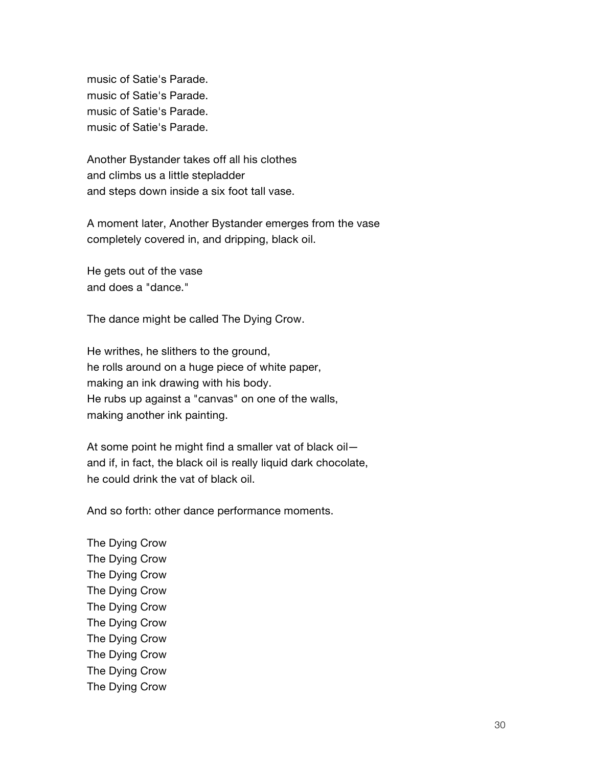music of Satie's Parade.
music of Satie's Parade.
music of Satie's Parade.
music of Satie's Parade.

Another Bystander takes off all his clothes
and climbs us a little stepladder
and steps down inside a six foot tall vase.

A moment later, Another Bystander emerges from the vase
completely covered in, and dripping, black oil.

He gets out of the vase
and does a "dance."

The dance might be called The Dying Crow.

He writhes, he slithers to the ground,
he rolls around on a huge piece of white paper,
making an ink drawing with his body.
He rubs up against a "canvas" on one of the walls,
making another ink painting.

At some point he might find a smaller vat of black oil—
and if, in fact, the black oil is really liquid dark chocolate,
he could drink the vat of black oil.

And so forth: other dance performance moments.

The Dying Crow
The Dying Crow
The Dying Crow
The Dying Crow
The Dying Crow
The Dying Crow
The Dying Crow
The Dying Crow
The Dying Crow
The Dying Crow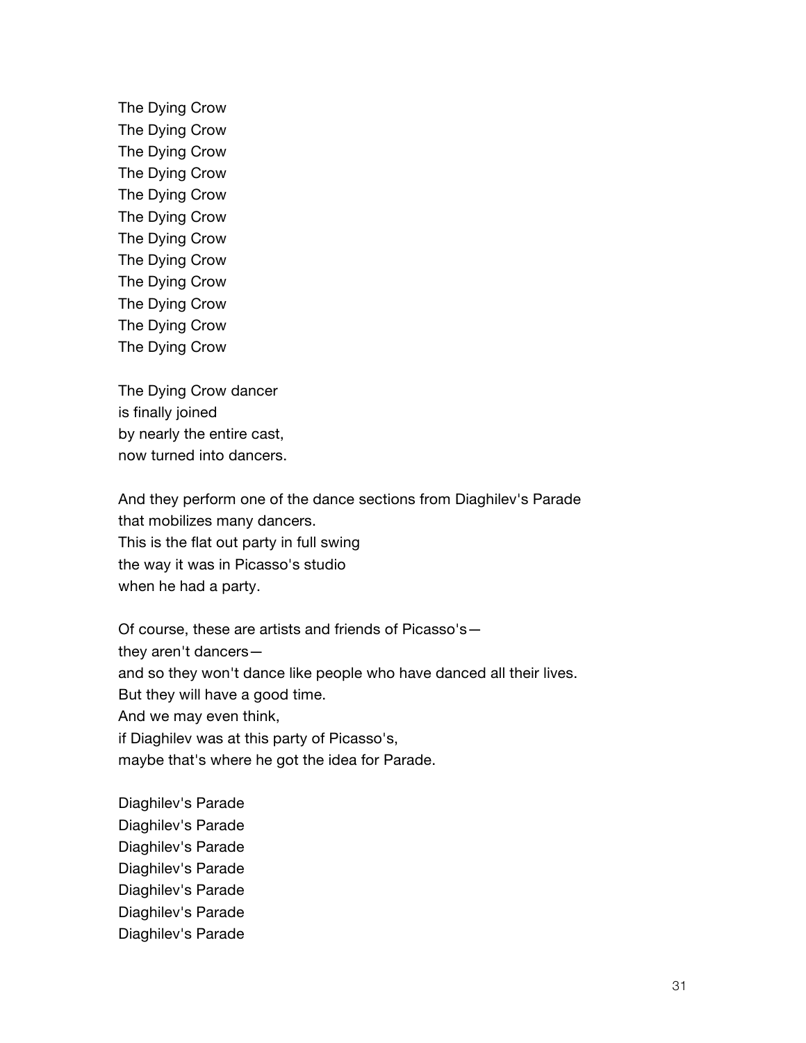The Dying Crow
The Dying Crow
The Dying Crow
The Dying Crow
The Dying Crow
The Dying Crow
The Dying Crow
The Dying Crow
The Dying Crow
The Dying Crow
The Dying Crow
The Dying Crow

The Dying Crow dancer
is finally joined
by nearly the entire cast,
now turned into dancers.

And they perform one of the dance sections from Diaghilev's Parade
that mobilizes many dancers.
This is the flat out party in full swing
the way it was in Picasso's studio
when he had a party.

Of course, these are artists and friends of Picasso's—
they aren't dancers—
and so they won't dance like people who have danced all their lives.
But they will have a good time.
And we may even think,
if Diaghilev was at this party of Picasso's,
maybe that's where he got the idea for Parade.

Diaghilev's Parade
Diaghilev's Parade
Diaghilev's Parade
Diaghilev's Parade
Diaghilev's Parade
Diaghilev's Parade
Diaghilev's Parade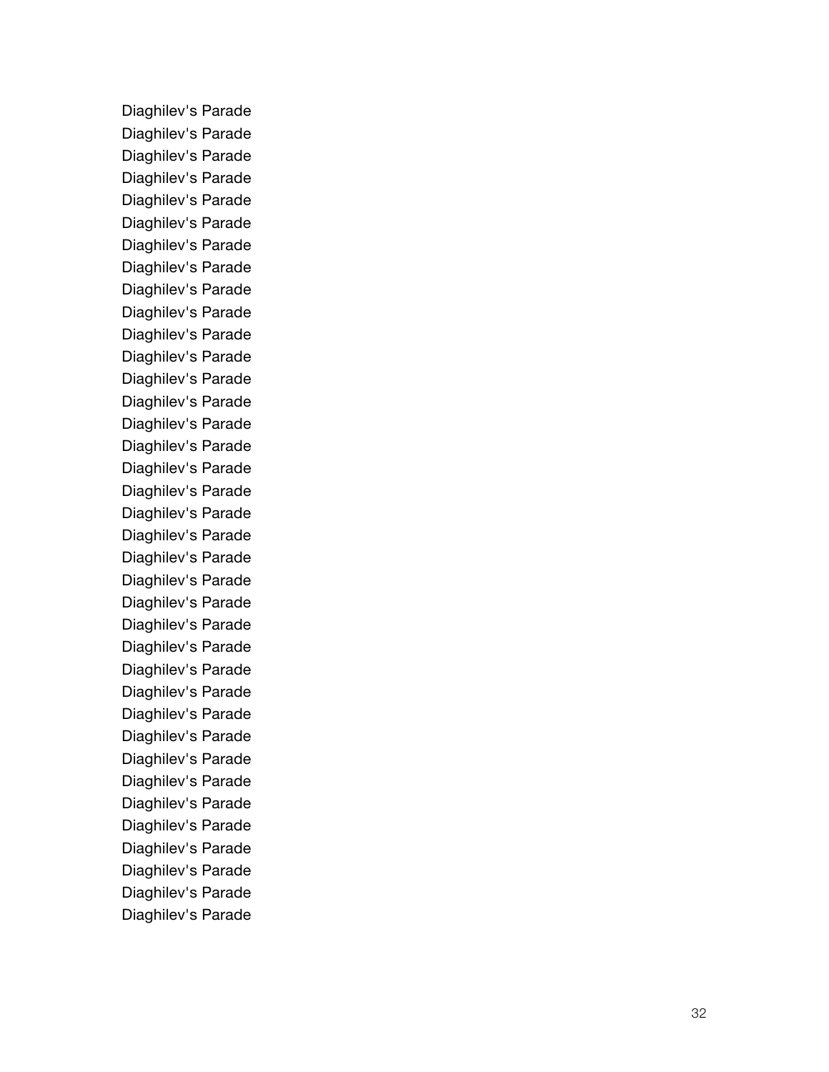Diaghilev's Parade
Diaghilev's Parade
Diaghilev's Parade
Diaghilev's Parade
Diaghilev's Parade
Diaghilev's Parade
Diaghilev's Parade
Diaghilev's Parade
Diaghilev's Parade
Diaghilev's Parade
Diaghilev's Parade
Diaghilev's Parade
Diaghilev's Parade
Diaghilev's Parade
Diaghilev's Parade
Diaghilev's Parade
Diaghilev's Parade
Diaghilev's Parade
Diaghilev's Parade
Diaghilev's Parade
Diaghilev's Parade
Diaghilev's Parade
Diaghilev's Parade
Diaghilev's Parade
Diaghilev's Parade
Diaghilev's Parade
Diaghilev's Parade
Diaghilev's Parade
Diaghilev's Parade
Diaghilev's Parade
Diaghilev's Parade
Diaghilev's Parade
Diaghilev's Parade
Diaghilev's Parade
Diaghilev's Parade
Diaghilev's Parade
Diaghilev's Parade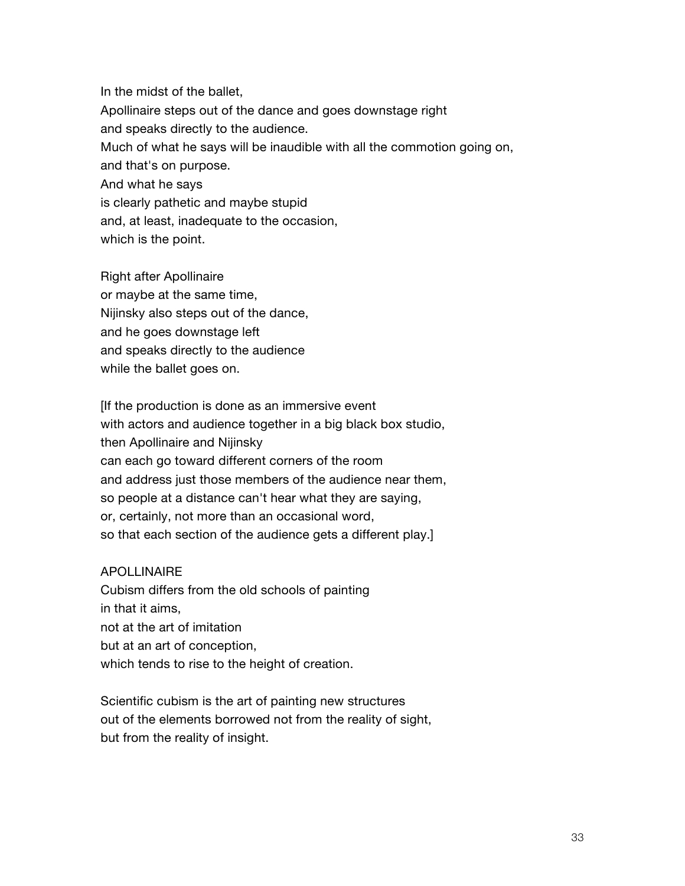In the midst of the ballet,
Apollinaire steps out of the dance and goes downstage right
and speaks directly to the audience.
Much of what he says will be inaudible with all the commotion going on,
and that's on purpose.
And what he says
is clearly pathetic and maybe stupid
and, at least, inadequate to the occasion,
which is the point.

Right after Apollinaire
or maybe at the same time,
Nijinsky also steps out of the dance,
and he goes downstage left
and speaks directly to the audience
while the ballet goes on.

[If the production is done as an immersive event
with actors and audience together in a big black box studio,
then Apollinaire and Nijinsky
can each go toward different corners of the room
and address just those members of the audience near them,
so people at a distance can't hear what they are saying,
or, certainly, not more than an occasional word,
so that each section of the audience gets a different play.]

APOLLINAIRE
Cubism differs from the old schools of painting
in that it aims,
not at the art of imitation
but at an art of conception,
which tends to rise to the height of creation.

Scientific cubism is the art of painting new structures
out of the elements borrowed not from the reality of sight,
but from the reality of insight.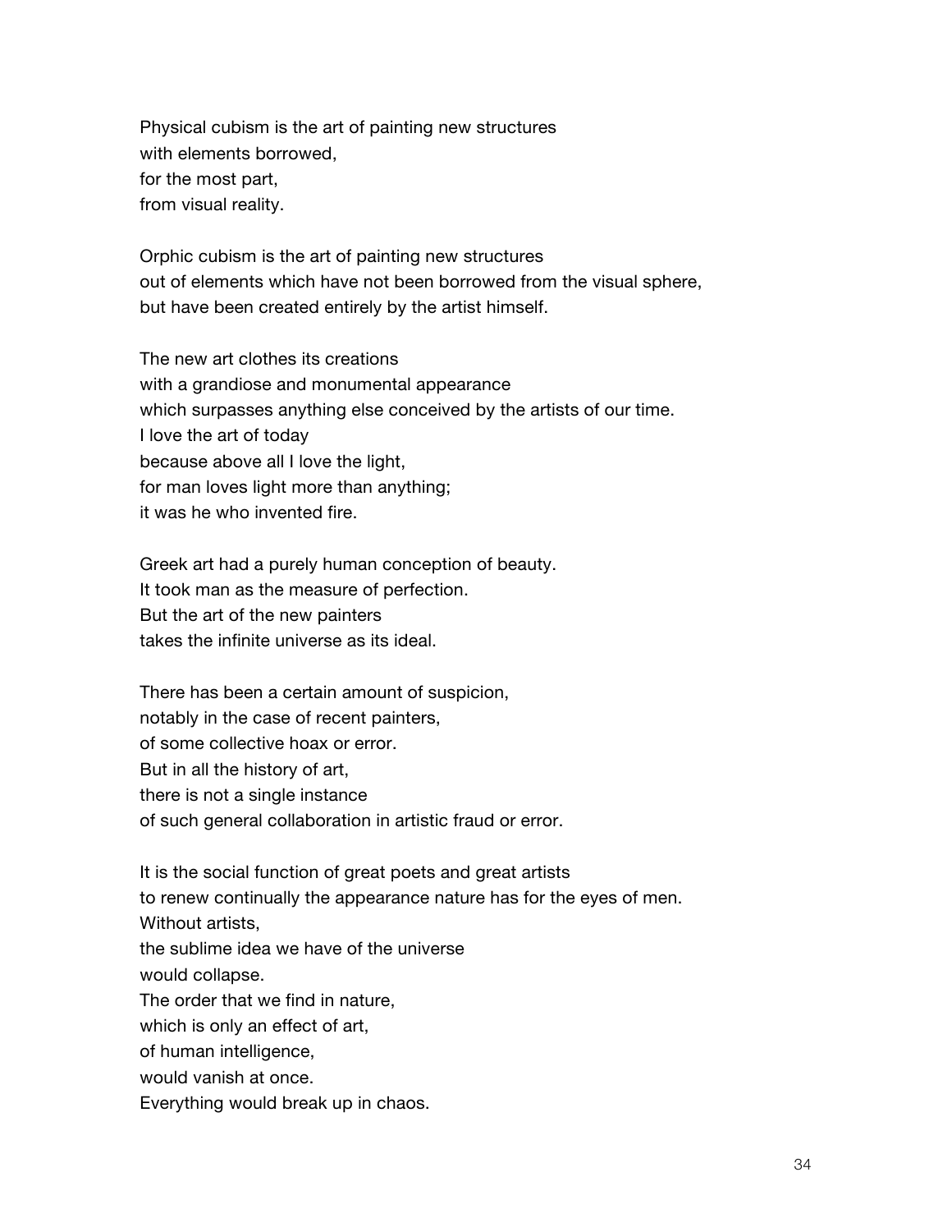Physical cubism is the art of painting new structures
with elements borrowed,
for the most part,
from visual reality.

Orphic cubism is the art of painting new structures
out of elements which have not been borrowed from the visual sphere,
but have been created entirely by the artist himself.

The new art clothes its creations
with a grandiose and monumental appearance
which surpasses anything else conceived by the artists of our time.
I love the art of today
because above all I love the light,
for man loves light more than anything;
it was he who invented fire.

Greek art had a purely human conception of beauty.
It took man as the measure of perfection.
But the art of the new painters
takes the infinite universe as its ideal.

There has been a certain amount of suspicion,
notably in the case of recent painters,
of some collective hoax or error.
But in all the history of art,
there is not a single instance
of such general collaboration in artistic fraud or error.

It is the social function of great poets and great artists
to renew continually the appearance nature has for the eyes of men.
Without artists,
the sublime idea we have of the universe
would collapse.
The order that we find in nature,
which is only an effect of art,
of human intelligence,
would vanish at once.
Everything would break up in chaos.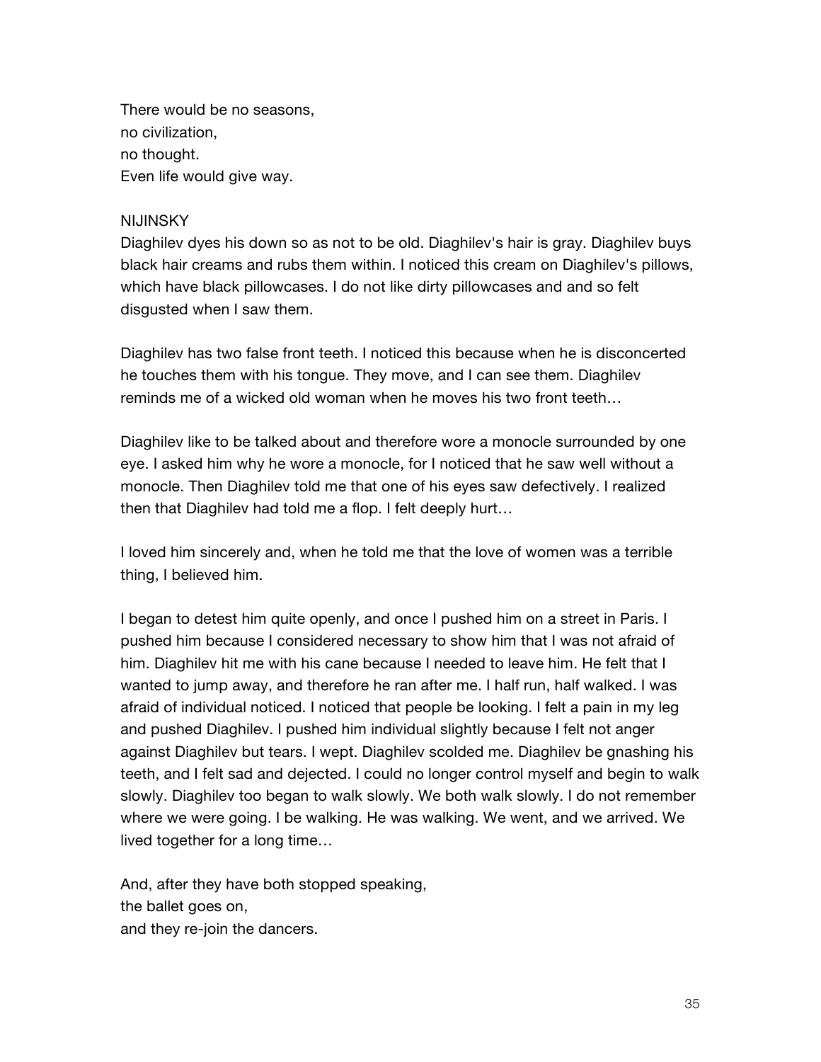There would be no seasons,
no civilization,
no thought.
Even life would give way.

NIJINSKY

Diaghilev dyes his down so as not to be old. Diaghilev's hair is gray. Diaghilev buys black hair creams and rubs them within. I noticed this cream on Diaghilev's pillows, which have black pillowcases. I do not like dirty pillowcases and and so felt disgusted when I saw them.

Diaghilev has two false front teeth. I noticed this because when he is disconcerted he touches them with his tongue. They move, and I can see them. Diaghilev reminds me of a wicked old woman when he moves his two front teeth…

Diaghilev like to be talked about and therefore wore a monocle surrounded by one eye. I asked him why he wore a monocle, for I noticed that he saw well without a monocle. Then Diaghilev told me that one of his eyes saw defectively. I realized then that Diaghilev had told me a flop. I felt deeply hurt…

I loved him sincerely and, when he told me that the love of women was a terrible thing, I believed him.

I began to detest him quite openly, and once I pushed him on a street in Paris. I pushed him because I considered necessary to show him that I was not afraid of him. Diaghilev hit me with his cane because I needed to leave him. He felt that I wanted to jump away, and therefore he ran after me. I half run, half walked. I was afraid of individual noticed. I noticed that people be looking. I felt a pain in my leg and pushed Diaghilev. I pushed him individual slightly because I felt not anger against Diaghilev but tears. I wept. Diaghilev scolded me. Diaghilev be gnashing his teeth, and I felt sad and dejected. I could no longer control myself and begin to walk slowly. Diaghilev too began to walk slowly. We both walk slowly. I do not remember where we were going. I be walking. He was walking. We went, and we arrived. We lived together for a long time…

And, after they have both stopped speaking,
the ballet goes on,
and they re-join the dancers.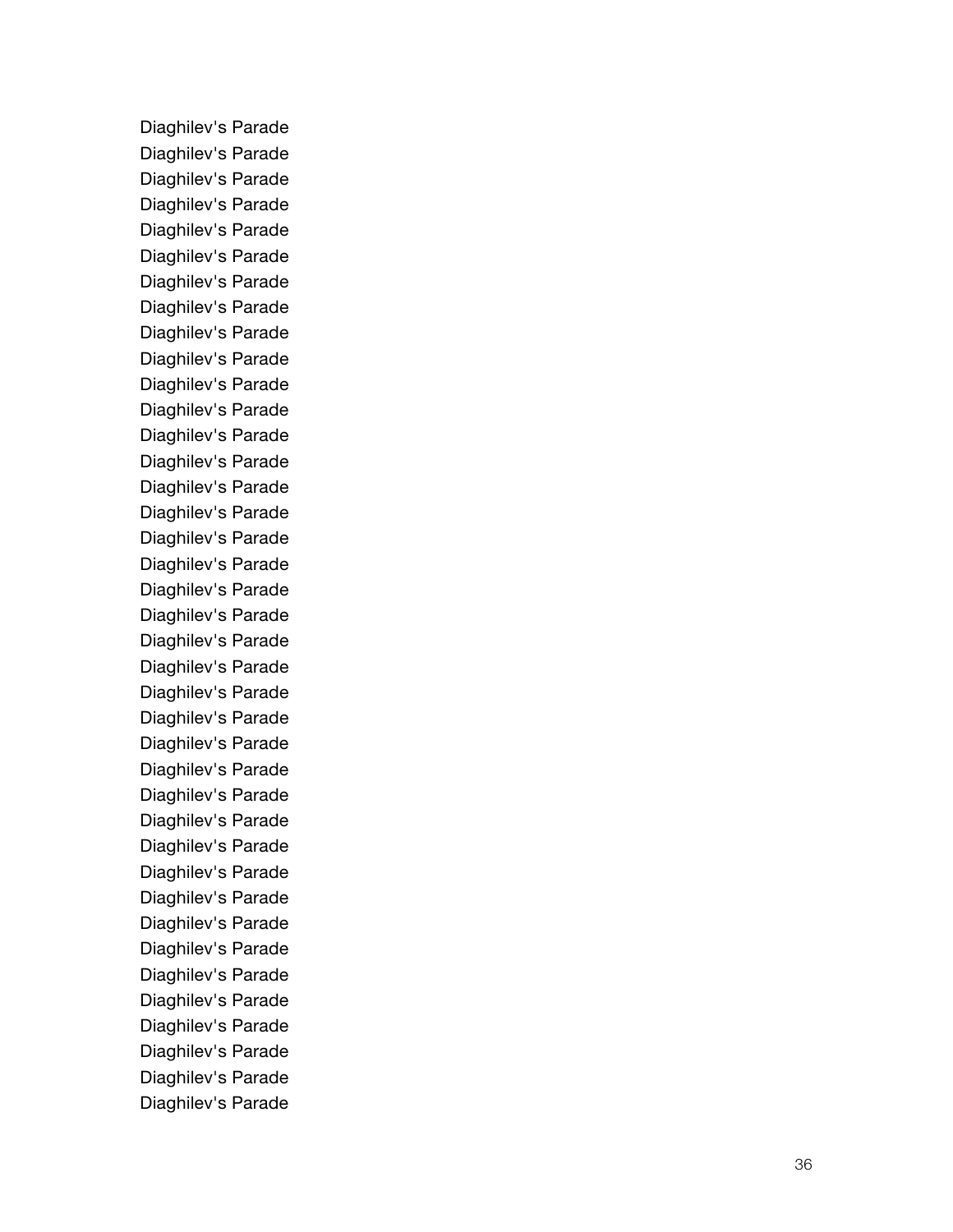Diaghilev's Parade
Diaghilev's Parade
Diaghilev's Parade
Diaghilev's Parade
Diaghilev's Parade
Diaghilev's Parade
Diaghilev's Parade
Diaghilev's Parade
Diaghilev's Parade
Diaghilev's Parade
Diaghilev's Parade
Diaghilev's Parade
Diaghilev's Parade
Diaghilev's Parade
Diaghilev's Parade
Diaghilev's Parade
Diaghilev's Parade
Diaghilev's Parade
Diaghilev's Parade
Diaghilev's Parade
Diaghilev's Parade
Diaghilev's Parade
Diaghilev's Parade
Diaghilev's Parade
Diaghilev's Parade
Diaghilev's Parade
Diaghilev's Parade
Diaghilev's Parade
Diaghilev's Parade
Diaghilev's Parade
Diaghilev's Parade
Diaghilev's Parade
Diaghilev's Parade
Diaghilev's Parade
Diaghilev's Parade
Diaghilev's Parade
Diaghilev's Parade
Diaghilev's Parade
Diaghilev's Parade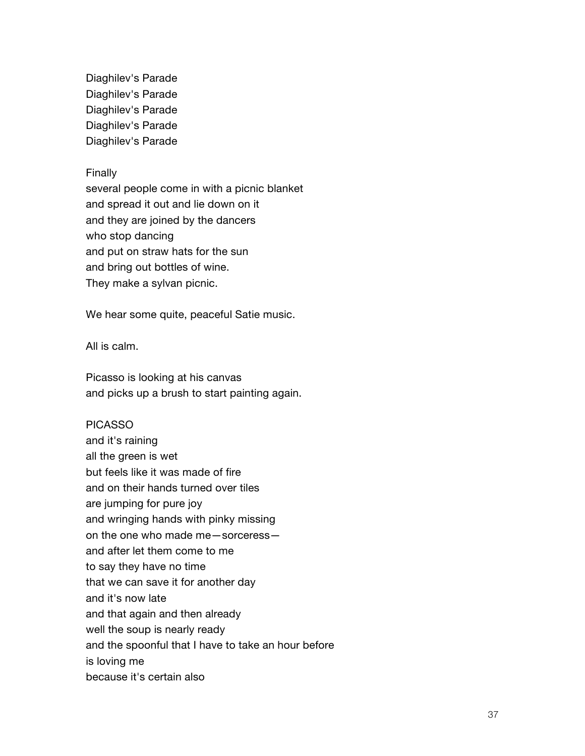Diaghilev's Parade
Diaghilev's Parade
Diaghilev's Parade
Diaghilev's Parade
Diaghilev's Parade

Finally
several people come in with a picnic blanket
and spread it out and lie down on it
and they are joined by the dancers
who stop dancing
and put on straw hats for the sun
and bring out bottles of wine.
They make a sylvan picnic.

We hear some quite, peaceful Satie music.

All is calm.

Picasso is looking at his canvas
and picks up a brush to start painting again.

PICASSO
and it's raining
all the green is wet
but feels like it was made of fire
and on their hands turned over tiles
are jumping for pure joy
and wringing hands with pinky missing
on the one who made me—sorceress—
and after let them come to me
to say they have no time
that we can save it for another day
and it's now late
and that again and then already
well the soup is nearly ready
and the spoonful that I have to take an hour before
is loving me
because it's certain also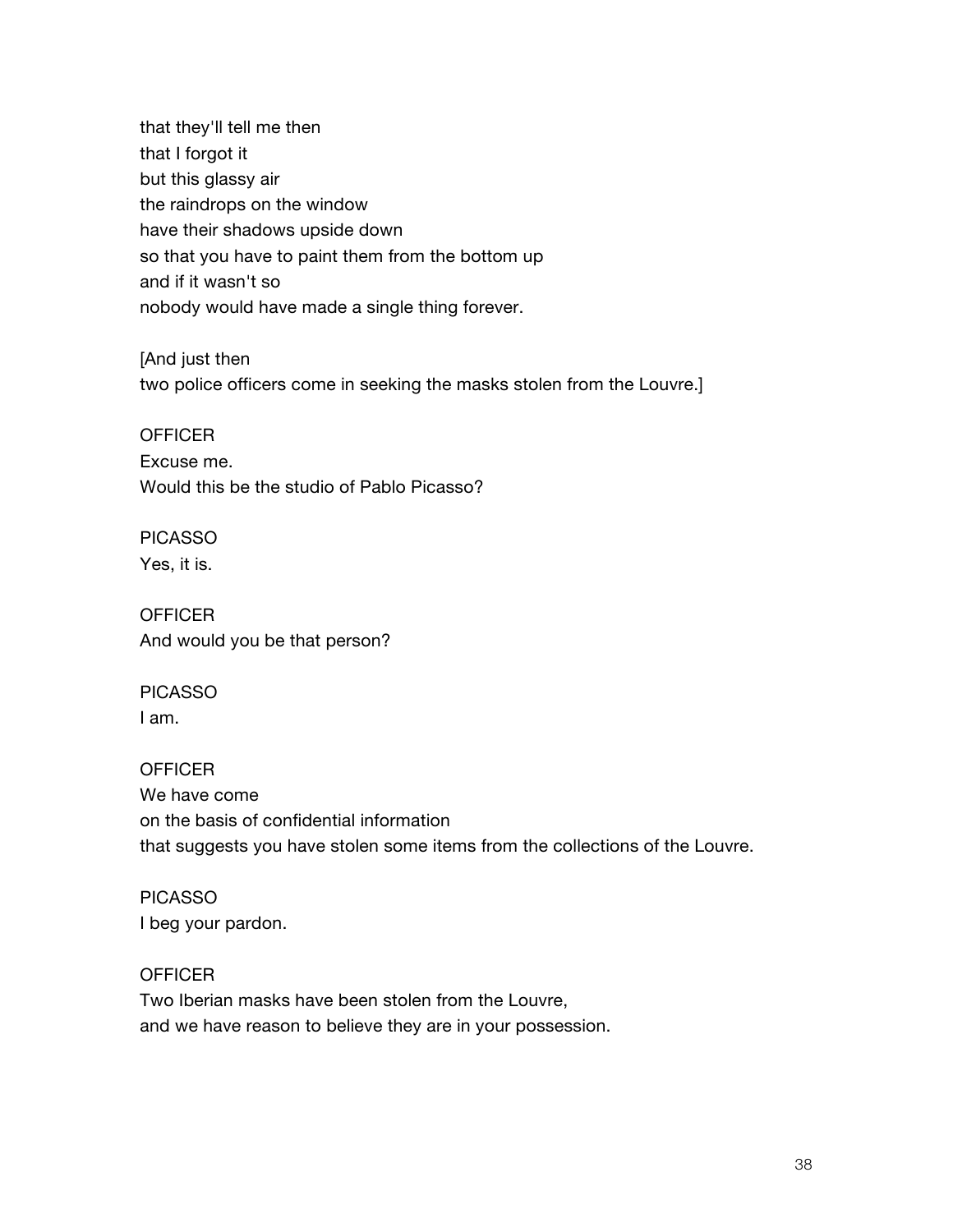that they'll tell me then
that I forgot it
but this glassy air
the raindrops on the window
have their shadows upside down
so that you have to paint them from the bottom up
and if it wasn't so
nobody would have made a single thing forever.

[And just then
two police officers come in seeking the masks stolen from the Louvre.]

OFFICER
Excuse me.
Would this be the studio of Pablo Picasso?

PICASSO
Yes, it is.

OFFICER
And would you be that person?

PICASSO
I am.

OFFICER
We have come
on the basis of confidential information
that suggests you have stolen some items from the collections of the Louvre.

PICASSO
I beg your pardon.

OFFICER
Two Iberian masks have been stolen from the Louvre,
and we have reason to believe they are in your possession.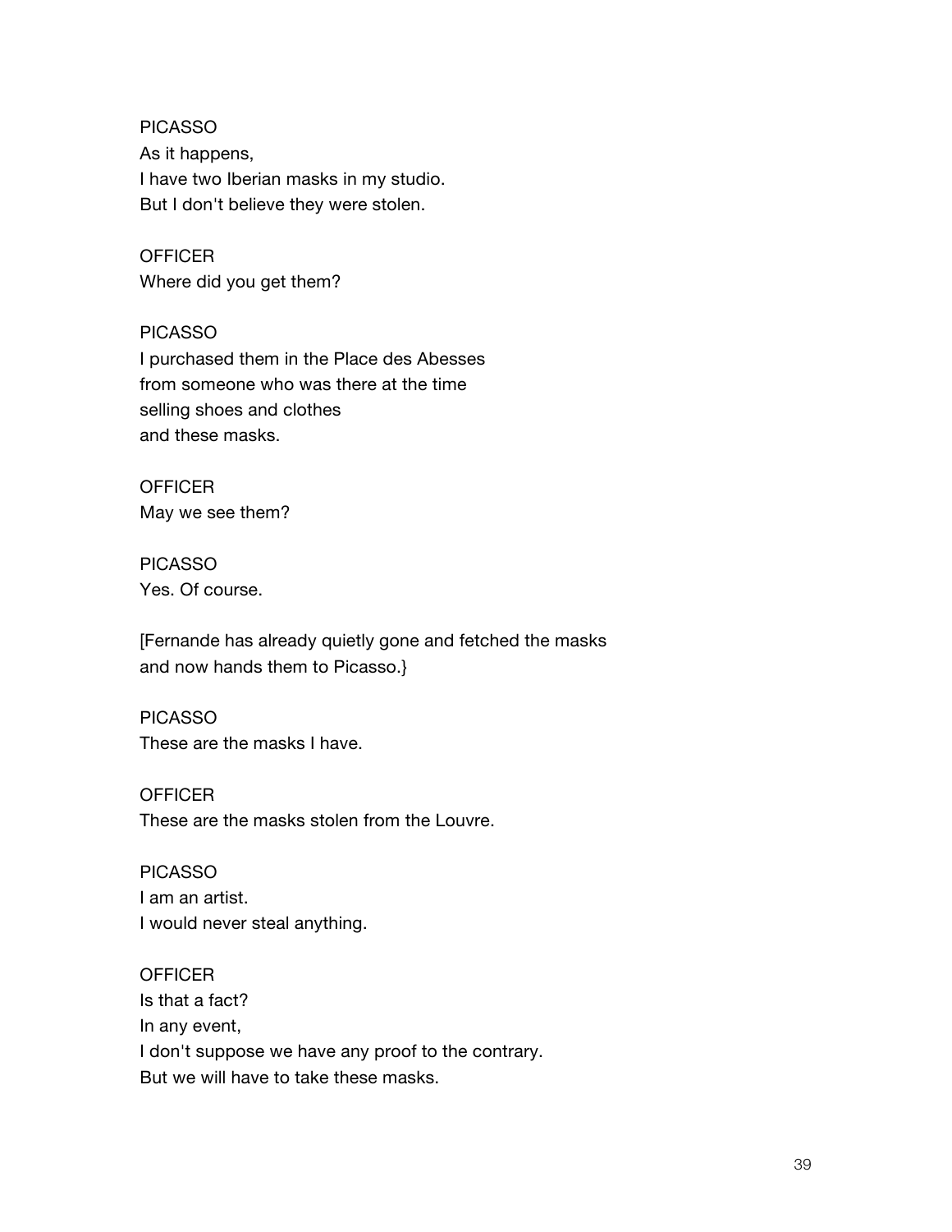PICASSO
As it happens,
I have two Iberian masks in my studio.
But I don't believe they were stolen.

OFFICER
Where did you get them?

PICASSO
I purchased them in the Place des Abesses
from someone who was there at the time
selling shoes and clothes
and these masks.

OFFICER
May we see them?

PICASSO
Yes. Of course.

[Fernande has already quietly gone and fetched the masks
and now hands them to Picasso.}

PICASSO
These are the masks I have.

OFFICER
These are the masks stolen from the Louvre.

PICASSO
I am an artist.
I would never steal anything.

OFFICER
Is that a fact?
In any event,
I don't suppose we have any proof to the contrary.
But we will have to take these masks.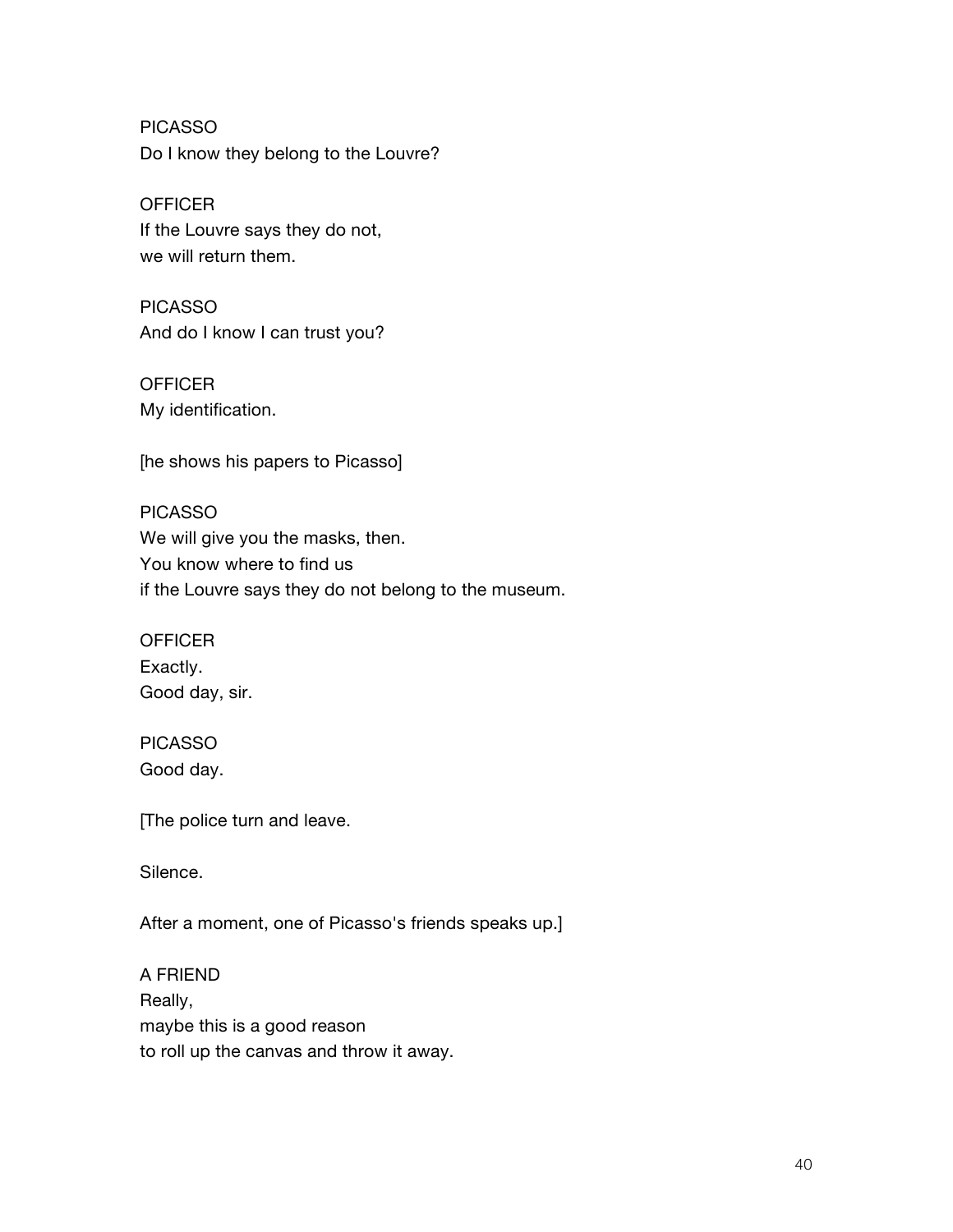PICASSO
Do I know they belong to the Louvre?

OFFICER
If the Louvre says they do not,
we will return them.

PICASSO
And do I know I can trust you?

OFFICER
My identification.

[he shows his papers to Picasso]

PICASSO
We will give you the masks, then.
You know where to find us
if the Louvre says they do not belong to the museum.

OFFICER
Exactly.
Good day, sir.

PICASSO
Good day.

[The police turn and leave.

Silence.

After a moment, one of Picasso's friends speaks up.]

A FRIEND
Really,
maybe this is a good reason
to roll up the canvas and throw it away.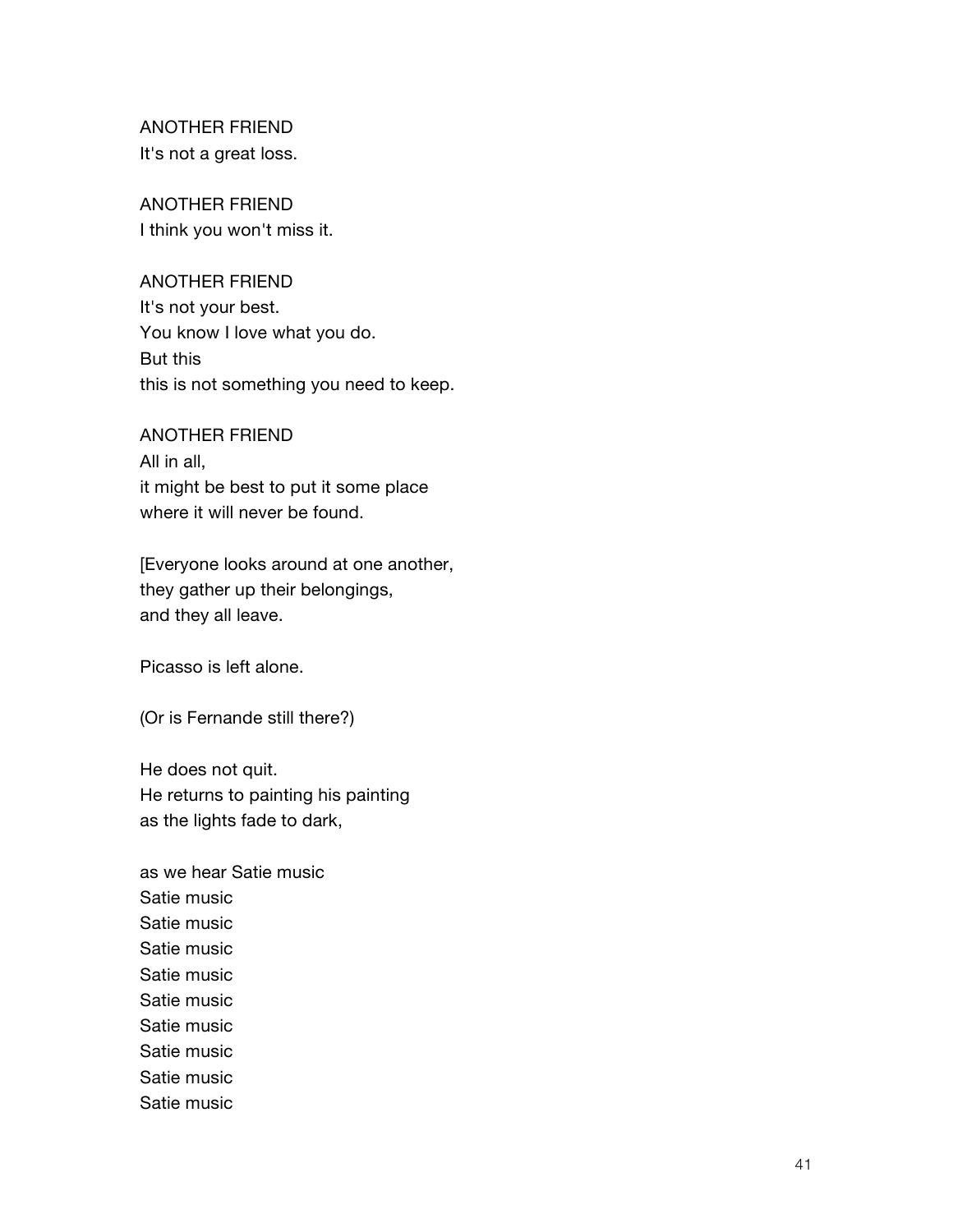ANOTHER FRIEND
It's not a great loss.

ANOTHER FRIEND
I think you won't miss it.

ANOTHER FRIEND
It's not your best.
You know I love what you do.
But this
this is not something you need to keep.

ANOTHER FRIEND
All in all,
it might be best to put it some place
where it will never be found.

[Everyone looks around at one another,
they gather up their belongings,
and they all leave.

Picasso is left alone.

(Or is Fernande still there?)

He does not quit.
He returns to painting his painting
as the lights fade to dark,

as we hear Satie music
Satie music
Satie music
Satie music
Satie music
Satie music
Satie music
Satie music
Satie music
Satie music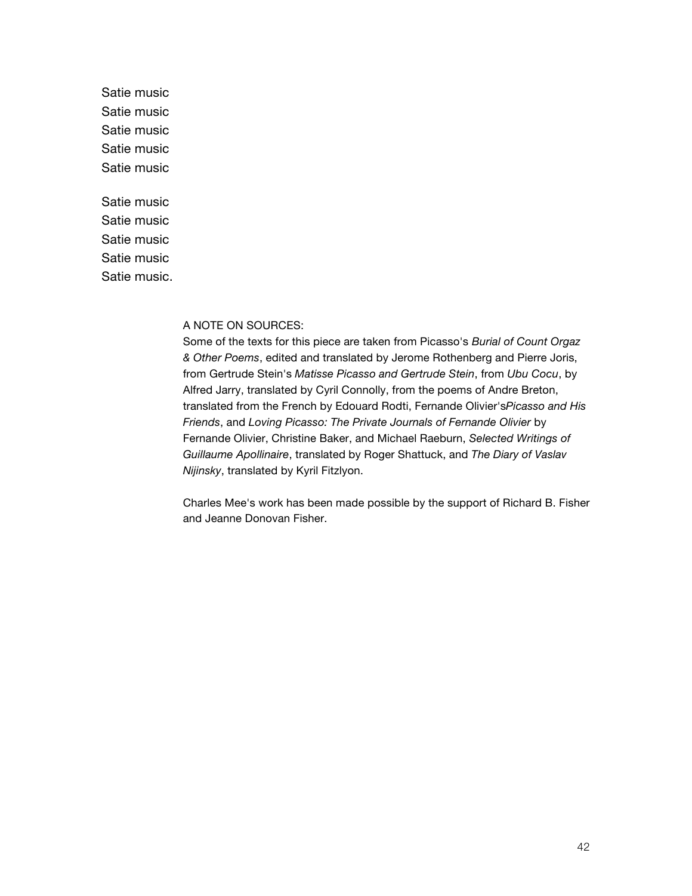Satie music  
Satie music  
Satie music  
Satie music  
Satie music

Satie music  
Satie music  
Satie music  
Satie music  
Satie music.

A NOTE ON SOURCES:  
Some of the texts for this piece are taken from Picasso's *Burial of Count Orgaz & Other Poems*, edited and translated by Jerome Rothenberg and Pierre Joris, from Gertrude Stein's *Matisse Picasso and Gertrude Stein*, from *Ubu Cocu*, by Alfred Jarry, translated by Cyril Connolly, from the poems of Andre Breton, translated from the French by Edouard Rodti, Fernande Olivier's*Picasso and His Friends*, and *Loving Picasso: The Private Journals of Fernande Olivier* by Fernande Olivier, Christine Baker, and Michael Raeburn, *Selected Writings of Guillaume Apollinaire*, translated by Roger Shattuck, and *The Diary of Vaslav Nijinsky*, translated by Kyril Fitzlyon.

Charles Mee's work has been made possible by the support of Richard B. Fisher and Jeanne Donovan Fisher.